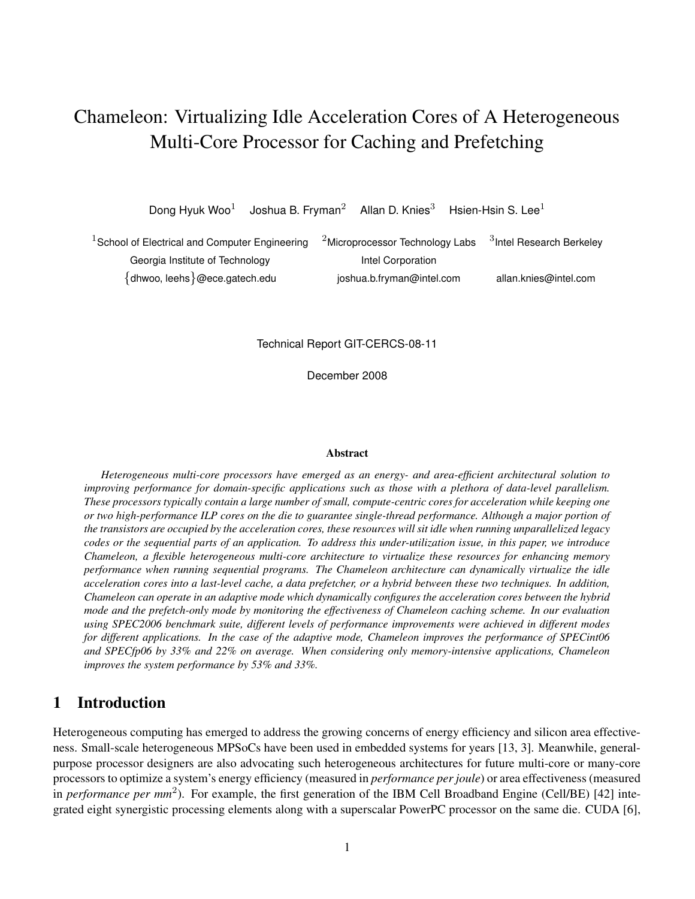# Chameleon: Virtualizing Idle Acceleration Cores of A Heterogeneous Multi-Core Processor for Caching and Prefetching

Dong Hyuk Woo[1] Joshua B. Fryman[2] Allan D. Knies[3] Hsien-Hsin S. Lee[1]

[1]School of Electrical and Computer Engineering, Georgia Institute of Technology, {dhwoo, leehs}@ece.gatech.edu

[2]Microprocessor Technology Labs, Intel Corporation, joshua.b.fryman@intel.com

[3]Intel Research Berkeley, allan.knies@intel.com

Technical Report GIT-CERCS-08-11

December 2008

**Abstract**

*Heterogeneous multi-core processors have emerged as an energy- and area-efficient architectural solution to improving performance for domain-specific applications such as those with a plethora of data-level parallelism. These processors typically contain a large number of small, compute-centric cores for acceleration while keeping one or two high-performance ILP cores on the die to guarantee single-thread performance. Although a major portion of the transistors are occupied by the acceleration cores, these resources will sit idle when running unparallelized legacy codes or the sequential parts of an application. To address this under-utilization issue, in this paper, we introduce Chameleon, a flexible heterogeneous multi-core architecture to virtualize these resources for enhancing memory performance when running sequential programs. The Chameleon architecture can dynamically virtualize the idle acceleration cores into a last-level cache, a data prefetcher, or a hybrid between these two techniques. In addition, Chameleon can operate in an adaptive mode which dynamically configures the acceleration cores between the hybrid mode and the prefetch-only mode by monitoring the effectiveness of Chameleon caching scheme. In our evaluation using SPEC2006 benchmark suite, different levels of performance improvements were achieved in different modes for different applications. In the case of the adaptive mode, Chameleon improves the performance of SPECint06 and SPECfp06 by 33% and 22% on average. When considering only memory-intensive applications, Chameleon improves the system performance by 53% and 33%.*

## 1 Introduction

Heterogeneous computing has emerged to address the growing concerns of energy efficiency and silicon area effectiveness. Small-scale heterogeneous MPSoCs have been used in embedded systems for years [13, 3]. Meanwhile, general-purpose processor designers are also advocating such heterogeneous architectures for future multi-core or many-core processors to optimize a system's energy efficiency (measured in *performance per joule*) or area effectiveness (measured in *performance per* $mm^2$). For example, the first generation of the IBM Cell Broadband Engine (Cell/BE) [42] integrated eight synergistic processing elements along with a superscalar PowerPC processor on the same die. CUDA [6],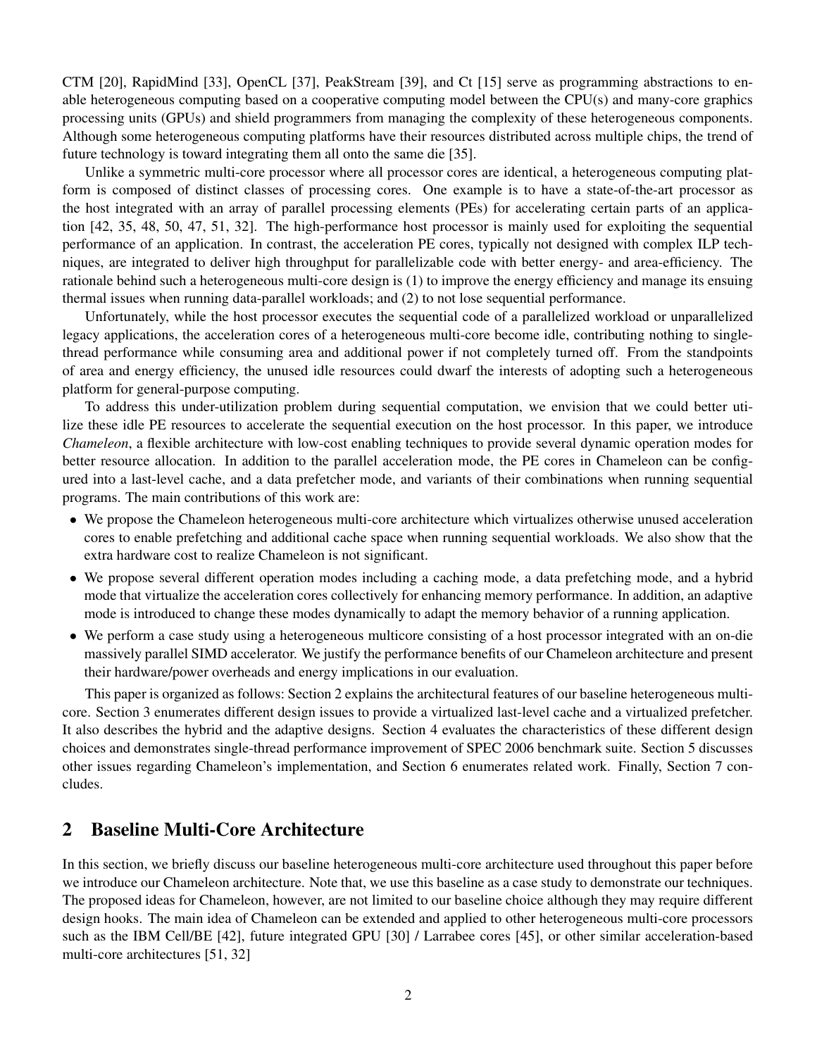CTM [20], RapidMind [33], OpenCL [37], PeakStream [39], and Ct [15] serve as programming abstractions to enable heterogeneous computing based on a cooperative computing model between the CPU(s) and many-core graphics processing units (GPUs) and shield programmers from managing the complexity of these heterogeneous components. Although some heterogeneous computing platforms have their resources distributed across multiple chips, the trend of future technology is toward integrating them all onto the same die [35].

Unlike a symmetric multi-core processor where all processor cores are identical, a heterogeneous computing platform is composed of distinct classes of processing cores. One example is to have a state-of-the-art processor as the host integrated with an array of parallel processing elements (PEs) for accelerating certain parts of an application [42, 35, 48, 50, 47, 51, 32]. The high-performance host processor is mainly used for exploiting the sequential performance of an application. In contrast, the acceleration PE cores, typically not designed with complex ILP techniques, are integrated to deliver high throughput for parallelizable code with better energy- and area-efficiency. The rationale behind such a heterogeneous multi-core design is (1) to improve the energy efficiency and manage its ensuing thermal issues when running data-parallel workloads; and (2) to not lose sequential performance.

Unfortunately, while the host processor executes the sequential code of a parallelized workload or unparallelized legacy applications, the acceleration cores of a heterogeneous multi-core become idle, contributing nothing to single-thread performance while consuming area and additional power if not completely turned off. From the standpoints of area and energy efficiency, the unused idle resources could dwarf the interests of adopting such a heterogeneous platform for general-purpose computing.

To address this under-utilization problem during sequential computation, we envision that we could better utilize these idle PE resources to accelerate the sequential execution on the host processor. In this paper, we introduce *Chameleon*, a flexible architecture with low-cost enabling techniques to provide several dynamic operation modes for better resource allocation. In addition to the parallel acceleration mode, the PE cores in Chameleon can be configured into a last-level cache, and a data prefetcher mode, and variants of their combinations when running sequential programs. The main contributions of this work are:

- We propose the Chameleon heterogeneous multi-core architecture which virtualizes otherwise unused acceleration cores to enable prefetching and additional cache space when running sequential workloads. We also show that the extra hardware cost to realize Chameleon is not significant.
- We propose several different operation modes including a caching mode, a data prefetching mode, and a hybrid mode that virtualize the acceleration cores collectively for enhancing memory performance. In addition, an adaptive mode is introduced to change these modes dynamically to adapt the memory behavior of a running application.
- We perform a case study using a heterogeneous multicore consisting of a host processor integrated with an on-die massively parallel SIMD accelerator. We justify the performance benefits of our Chameleon architecture and present their hardware/power overheads and energy implications in our evaluation.

This paper is organized as follows: Section 2 explains the architectural features of our baseline heterogeneous multi-core. Section 3 enumerates different design issues to provide a virtualized last-level cache and a virtualized prefetcher. It also describes the hybrid and the adaptive designs. Section 4 evaluates the characteristics of these different design choices and demonstrates single-thread performance improvement of SPEC 2006 benchmark suite. Section 5 discusses other issues regarding Chameleon's implementation, and Section 6 enumerates related work. Finally, Section 7 concludes.

## 2 Baseline Multi-Core Architecture

In this section, we briefly discuss our baseline heterogeneous multi-core architecture used throughout this paper before we introduce our Chameleon architecture. Note that, we use this baseline as a case study to demonstrate our techniques. The proposed ideas for Chameleon, however, are not limited to our baseline choice although they may require different design hooks. The main idea of Chameleon can be extended and applied to other heterogeneous multi-core processors such as the IBM Cell/BE [42], future integrated GPU [30] / Larrabee cores [45], or other similar acceleration-based multi-core architectures [51, 32]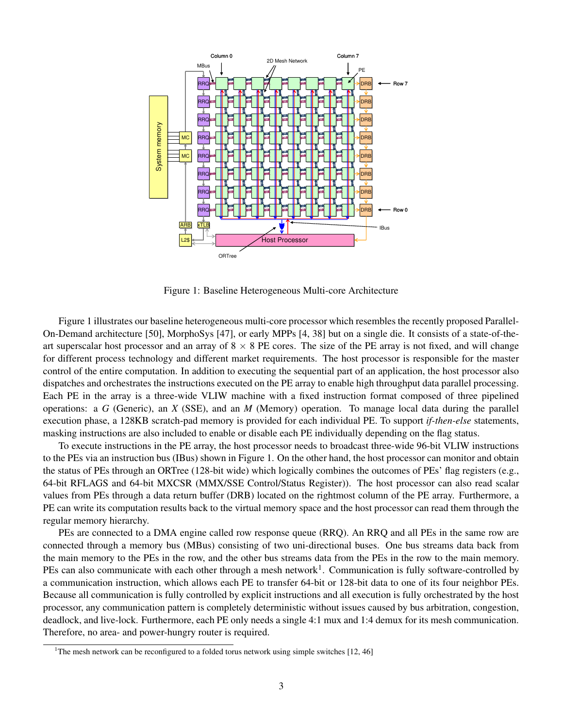Figure 1: Baseline Heterogeneous Multi-core Architecture

Figure 1 illustrates our baseline heterogeneous multi-core processor which resembles the recently proposed Parallel-On-Demand architecture [50], MorphoSys [47], or early MPPs [4, 38] but on a single die. It consists of a state-of-the-art superscalar host processor and an array of 8 × 8 PE cores. The size of the PE array is not fixed, and will change for different process technology and different market requirements. The host processor is responsible for the master control of the entire computation. In addition to executing the sequential part of an application, the host processor also dispatches and orchestrates the instructions executed on the PE array to enable high throughput data parallel processing. Each PE in the array is a three-wide VLIW machine with a fixed instruction format composed of three pipelined operations: a *G* (Generic), an *X* (SSE), and an *M* (Memory) operation. To manage local data during the parallel execution phase, a 128KB scratch-pad memory is provided for each individual PE. To support *if-then-else* statements, masking instructions are also included to enable or disable each PE individually depending on the flag status.

To execute instructions in the PE array, the host processor needs to broadcast three-wide 96-bit VLIW instructions to the PEs via an instruction bus (IBus) shown in Figure 1. On the other hand, the host processor can monitor and obtain the status of PEs through an ORTree (128-bit wide) which logically combines the outcomes of PEs' flag registers (e.g., 64-bit RFLAGS and 64-bit MXCSR (MMX/SSE Control/Status Register)). The host processor can also read scalar values from PEs through a data return buffer (DRB) located on the rightmost column of the PE array. Furthermore, a PE can write its computation results back to the virtual memory space and the host processor can read them through the regular memory hierarchy.

PEs are connected to a DMA engine called row response queue (RRQ). An RRQ and all PEs in the same row are connected through a memory bus (MBus) consisting of two uni-directional buses. One bus streams data back from the main memory to the PEs in the row, and the other bus streams data from the PEs in the row to the main memory. PEs can also communicate with each other through a mesh network[1]. Communication is fully software-controlled by a communication instruction, which allows each PE to transfer 64-bit or 128-bit data to one of its four neighbor PEs. Because all communication is fully controlled by explicit instructions and all execution is fully orchestrated by the host processor, any communication pattern is completely deterministic without issues caused by bus arbitration, congestion, deadlock, and live-lock. Furthermore, each PE only needs a single 4:1 mux and 1:4 demux for its mesh communication. Therefore, no area- and power-hungry router is required.

[1] The mesh network can be reconfigured to a folded torus network using simple switches [12, 46]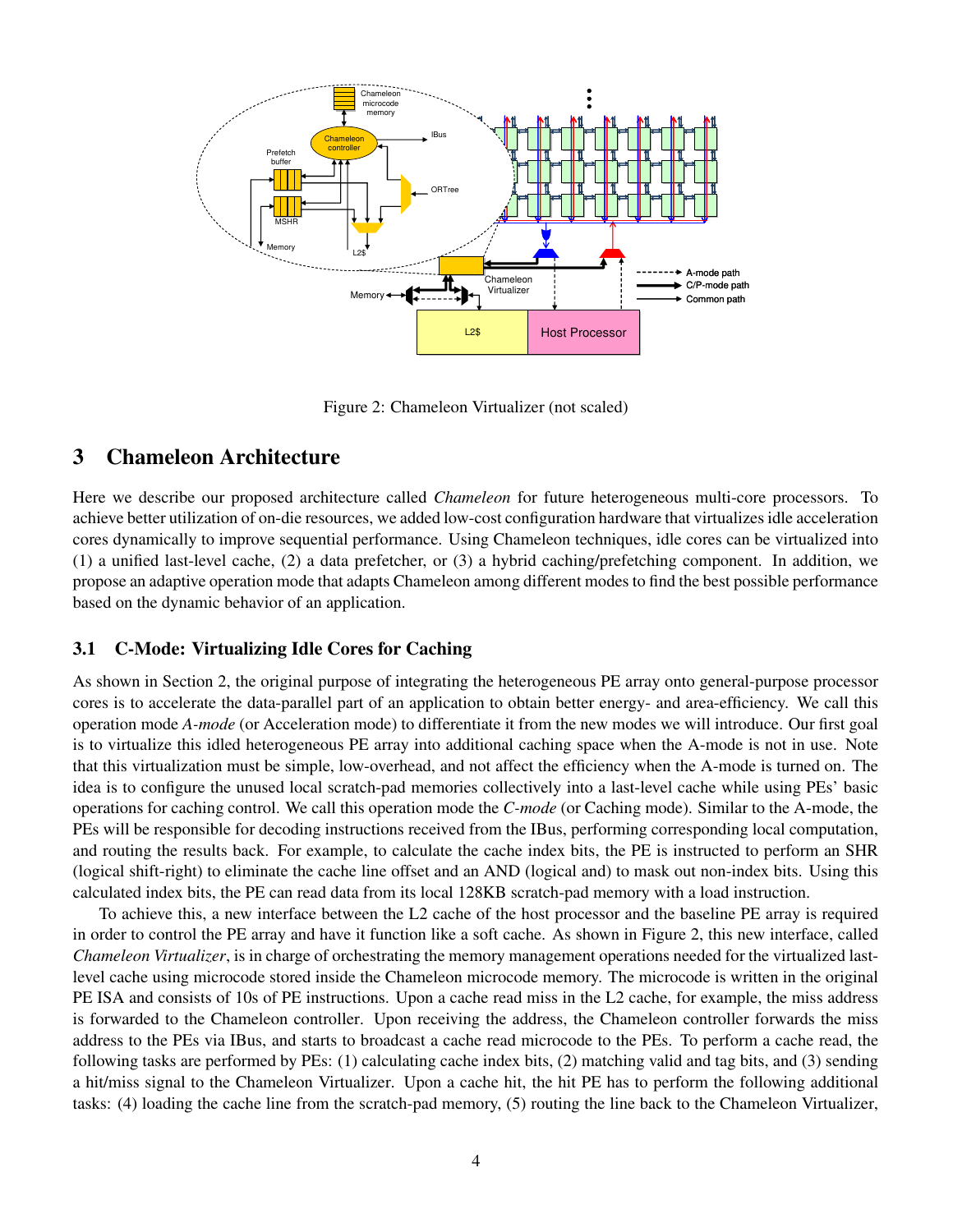Figure 2: Chameleon Virtualizer (not scaled)

# 3 Chameleon Architecture

Here we describe our proposed architecture called *Chameleon* for future heterogeneous multi-core processors. To achieve better utilization of on-die resources, we added low-cost configuration hardware that virtualizes idle acceleration cores dynamically to improve sequential performance. Using Chameleon techniques, idle cores can be virtualized into (1) a unified last-level cache, (2) a data prefetcher, or (3) a hybrid caching/prefetching component. In addition, we propose an adaptive operation mode that adapts Chameleon among different modes to find the best possible performance based on the dynamic behavior of an application.

## 3.1 C-Mode: Virtualizing Idle Cores for Caching

As shown in Section 2, the original purpose of integrating the heterogeneous PE array onto general-purpose processor cores is to accelerate the data-parallel part of an application to obtain better energy- and area-efficiency. We call this operation mode *A-mode* (or Acceleration mode) to differentiate it from the new modes we will introduce. Our first goal is to virtualize this idled heterogeneous PE array into additional caching space when the A-mode is not in use. Note that this virtualization must be simple, low-overhead, and not affect the efficiency when the A-mode is turned on. The idea is to configure the unused local scratch-pad memories collectively into a last-level cache while using PEs' basic operations for caching control. We call this operation mode the *C-mode* (or Caching mode). Similar to the A-mode, the PEs will be responsible for decoding instructions received from the IBus, performing corresponding local computation, and routing the results back. For example, to calculate the cache index bits, the PE is instructed to perform an SHR (logical shift-right) to eliminate the cache line offset and an AND (logical and) to mask out non-index bits. Using this calculated index bits, the PE can read data from its local 128KB scratch-pad memory with a load instruction.

To achieve this, a new interface between the L2 cache of the host processor and the baseline PE array is required in order to control the PE array and have it function like a soft cache. As shown in Figure 2, this new interface, called *Chameleon Virtualizer*, is in charge of orchestrating the memory management operations needed for the virtualized last-level cache using microcode stored inside the Chameleon microcode memory. The microcode is written in the original PE ISA and consists of 10s of PE instructions. Upon a cache read miss in the L2 cache, for example, the miss address is forwarded to the Chameleon controller. Upon receiving the address, the Chameleon controller forwards the miss address to the PEs via IBus, and starts to broadcast a cache read microcode to the PEs. To perform a cache read, the following tasks are performed by PEs: (1) calculating cache index bits, (2) matching valid and tag bits, and (3) sending a hit/miss signal to the Chameleon Virtualizer. Upon a cache hit, the hit PE has to perform the following additional tasks: (4) loading the cache line from the scratch-pad memory, (5) routing the line back to the Chameleon Virtualizer,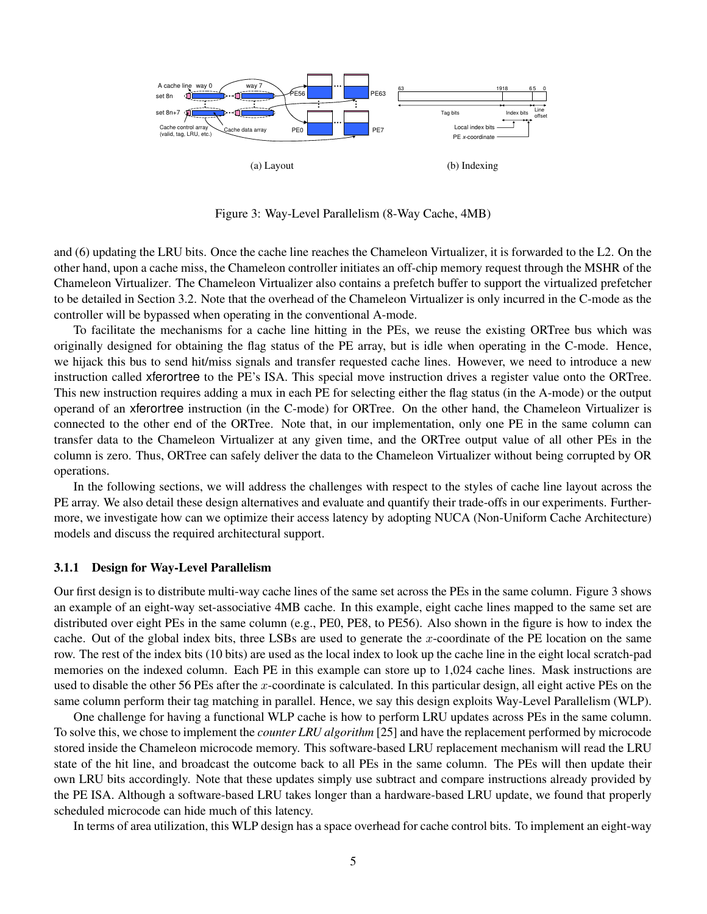(a) Layout

(b) Indexing

Figure 3: Way-Level Parallelism (8-Way Cache, 4MB)

and (6) updating the LRU bits. Once the cache line reaches the Chameleon Virtualizer, it is forwarded to the L2. On the other hand, upon a cache miss, the Chameleon controller initiates an off-chip memory request through the MSHR of the Chameleon Virtualizer. The Chameleon Virtualizer also contains a prefetch buffer to support the virtualized prefetcher to be detailed in Section 3.2. Note that the overhead of the Chameleon Virtualizer is only incurred in the C-mode as the controller will be bypassed when operating in the conventional A-mode.

To facilitate the mechanisms for a cache line hitting in the PEs, we reuse the existing ORTree bus which was originally designed for obtaining the flag status of the PE array, but is idle when operating in the C-mode. Hence, we hijack this bus to send hit/miss signals and transfer requested cache lines. However, we need to introduce a new instruction called xferortree to the PE's ISA. This special move instruction drives a register value onto the ORTree. This new instruction requires adding a mux in each PE for selecting either the flag status (in the A-mode) or the output operand of an xferortree instruction (in the C-mode) for ORTree. On the other hand, the Chameleon Virtualizer is connected to the other end of the ORTree. Note that, in our implementation, only one PE in the same column can transfer data to the Chameleon Virtualizer at any given time, and the ORTree output value of all other PEs in the column is zero. Thus, ORTree can safely deliver the data to the Chameleon Virtualizer without being corrupted by OR operations.

In the following sections, we will address the challenges with respect to the styles of cache line layout across the PE array. We also detail these design alternatives and evaluate and quantify their trade-offs in our experiments. Furthermore, we investigate how can we optimize their access latency by adopting NUCA (Non-Uniform Cache Architecture) models and discuss the required architectural support.

### 3.1.1 Design for Way-Level Parallelism

Our first design is to distribute multi-way cache lines of the same set across the PEs in the same column. Figure 3 shows an example of an eight-way set-associative 4MB cache. In this example, eight cache lines mapped to the same set are distributed over eight PEs in the same column (e.g., PE0, PE8, to PE56). Also shown in the figure is how to index the cache. Out of the global index bits, three LSBs are used to generate the $x$-coordinate of the PE location on the same row. The rest of the index bits (10 bits) are used as the local index to look up the cache line in the eight local scratch-pad memories on the indexed column. Each PE in this example can store up to 1,024 cache lines. Mask instructions are used to disable the other 56 PEs after the $x$-coordinate is calculated. In this particular design, all eight active PEs on the same column perform their tag matching in parallel. Hence, we say this design exploits Way-Level Parallelism (WLP).

One challenge for having a functional WLP cache is how to perform LRU updates across PEs in the same column. To solve this, we chose to implement the *counter LRU algorithm* [25] and have the replacement performed by microcode stored inside the Chameleon microcode memory. This software-based LRU replacement mechanism will read the LRU state of the hit line, and broadcast the outcome back to all PEs in the same column. The PEs will then update their own LRU bits accordingly. Note that these updates simply use subtract and compare instructions already provided by the PE ISA. Although a software-based LRU takes longer than a hardware-based LRU update, we found that properly scheduled microcode can hide much of this latency.

In terms of area utilization, this WLP design has a space overhead for cache control bits. To implement an eight-way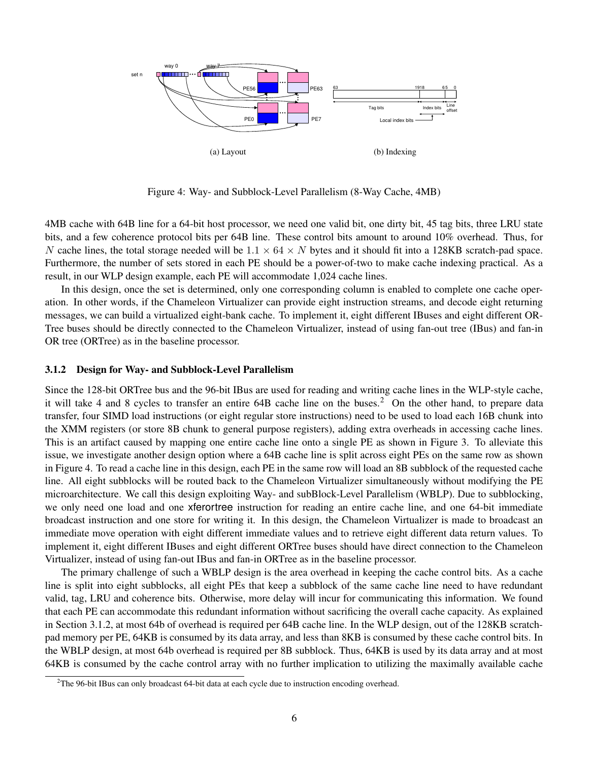(a) Layout (b) Indexing

Figure 4: Way- and Subblock-Level Parallelism (8-Way Cache, 4MB)

4MB cache with 64B line for a 64-bit host processor, we need one valid bit, one dirty bit, 45 tag bits, three LRU state bits, and a few coherence protocol bits per 64B line. These control bits amount to around 10% overhead. Thus, for $N$ cache lines, the total storage needed will be $1.1 \times 64 \times N$ bytes and it should fit into a 128KB scratch-pad space. Furthermore, the number of sets stored in each PE should be a power-of-two to make cache indexing practical. As a result, in our WLP design example, each PE will accommodate 1,024 cache lines.

In this design, once the set is determined, only one corresponding column is enabled to complete one cache operation. In other words, if the Chameleon Virtualizer can provide eight instruction streams, and decode eight returning messages, we can build a virtualized eight-bank cache. To implement it, eight different IBuses and eight different ORTree buses should be directly connected to the Chameleon Virtualizer, instead of using fan-out tree (IBus) and fan-in OR tree (ORTree) as in the baseline processor.

### 3.1.2 Design for Way- and Subblock-Level Parallelism

Since the 128-bit ORTree bus and the 96-bit IBus are used for reading and writing cache lines in the WLP-style cache, it will take 4 and 8 cycles to transfer an entire 64B cache line on the buses.[2] On the other hand, to prepare data transfer, four SIMD load instructions (or eight regular store instructions) need to be used to load each 16B chunk into the XMM registers (or store 8B chunk to general purpose registers), adding extra overheads in accessing cache lines. This is an artifact caused by mapping one entire cache line onto a single PE as shown in Figure 3. To alleviate this issue, we investigate another design option where a 64B cache line is split across eight PEs on the same row as shown in Figure 4. To read a cache line in this design, each PE in the same row will load an 8B subblock of the requested cache line. All eight subblocks will be routed back to the Chameleon Virtualizer simultaneously without modifying the PE microarchitecture. We call this design exploiting Way- and subBlock-Level Parallelism (WBLP). Due to subblocking, we only need one load and one xferortree instruction for reading an entire cache line, and one 64-bit immediate broadcast instruction and one store for writing it. In this design, the Chameleon Virtualizer is made to broadcast an immediate move operation with eight different immediate values and to retrieve eight different data return values. To implement it, eight different IBuses and eight different ORTree buses should have direct connection to the Chameleon Virtualizer, instead of using fan-out IBus and fan-in ORTree as in the baseline processor.

The primary challenge of such a WBLP design is the area overhead in keeping the cache control bits. As a cache line is split into eight subblocks, all eight PEs that keep a subblock of the same cache line need to have redundant valid, tag, LRU and coherence bits. Otherwise, more delay will incur for communicating this information. We found that each PE can accommodate this redundant information without sacrificing the overall cache capacity. As explained in Section 3.1.2, at most 64b of overhead is required per 64B cache line. In the WLP design, out of the 128KB scratch-pad memory per PE, 64KB is consumed by its data array, and less than 8KB is consumed by these cache control bits. In the WBLP design, at most 64b overhead is required per 8B subblock. Thus, 64KB is used by its data array and at most 64KB is consumed by the cache control array with no further implication to utilizing the maximally available cache

[2]The 96-bit IBus can only broadcast 64-bit data at each cycle due to instruction encoding overhead.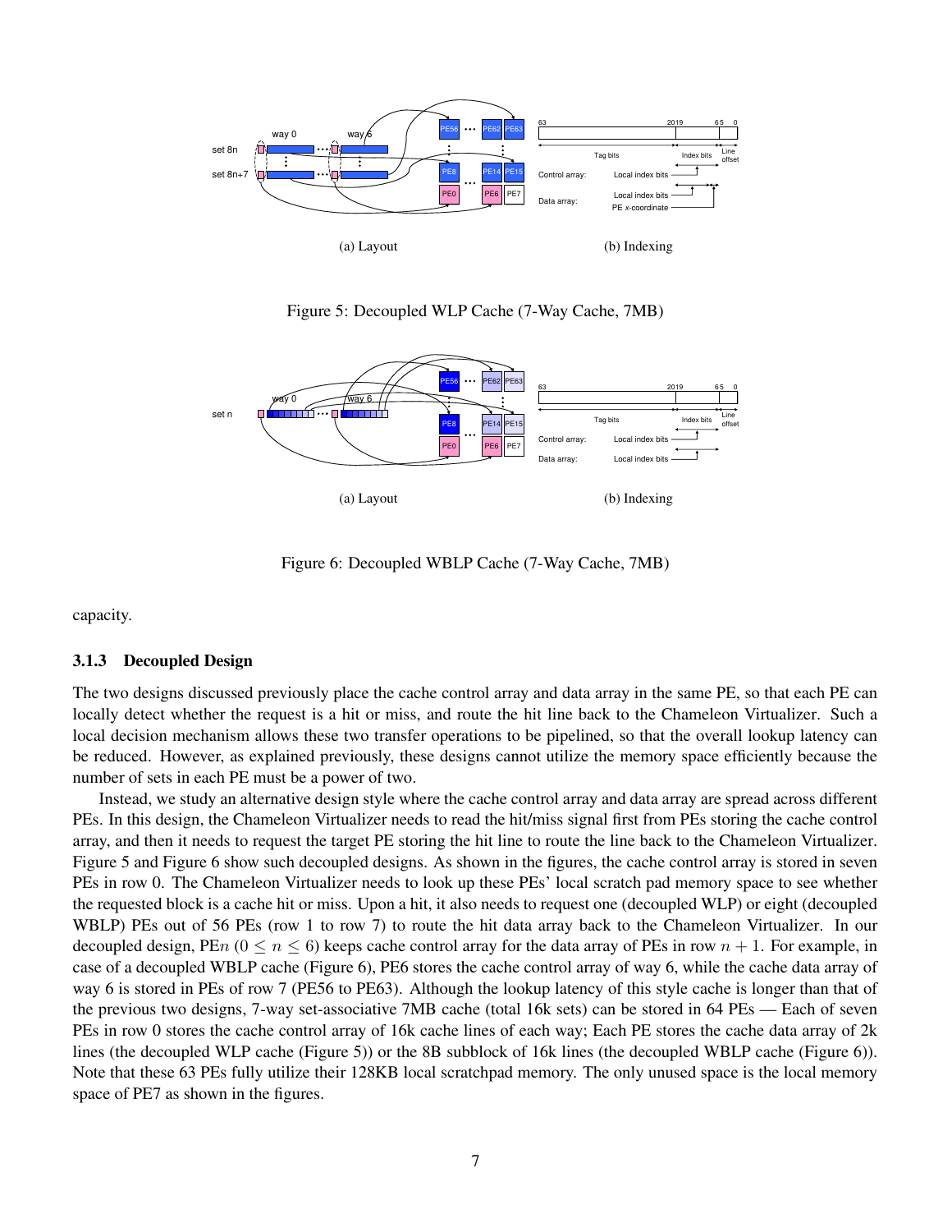(a) Layout

(b) Indexing

Figure 5: Decoupled WLP Cache (7-Way Cache, 7MB)

(a) Layout

(b) Indexing

Figure 6: Decoupled WBLP Cache (7-Way Cache, 7MB)

capacity.

### 3.1.3 Decoupled Design

The two designs discussed previously place the cache control array and data array in the same PE, so that each PE can locally detect whether the request is a hit or miss, and route the hit line back to the Chameleon Virtualizer. Such a local decision mechanism allows these two transfer operations to be pipelined, so that the overall lookup latency can be reduced. However, as explained previously, these designs cannot utilize the memory space efficiently because the number of sets in each PE must be a power of two.

Instead, we study an alternative design style where the cache control array and data array are spread across different PEs. In this design, the Chameleon Virtualizer needs to read the hit/miss signal first from PEs storing the cache control array, and then it needs to request the target PE storing the hit line to route the line back to the Chameleon Virtualizer. Figure 5 and Figure 6 show such decoupled designs. As shown in the figures, the cache control array is stored in seven PEs in row 0. The Chameleon Virtualizer needs to look up these PEs' local scratch pad memory space to see whether the requested block is a cache hit or miss. Upon a hit, it also needs to request one (decoupled WLP) or eight (decoupled WBLP) PEs out of 56 PEs (row 1 to row 7) to route the hit data array back to the Chameleon Virtualizer. In our decoupled design, PE$n$ ($0 \leq n \leq 6$) keeps cache control array for the data array of PEs in row $n + 1$. For example, in case of a decoupled WBLP cache (Figure 6), PE6 stores the cache control array of way 6, while the cache data array of way 6 is stored in PEs of row 7 (PE56 to PE63). Although the lookup latency of this style cache is longer than that of the previous two designs, 7-way set-associative 7MB cache (total 16k sets) can be stored in 64 PEs — Each of seven PEs in row 0 stores the cache control array of 16k cache lines of each way; Each PE stores the cache data array of 2k lines (the decoupled WLP cache (Figure 5)) or the 8B subblock of 16k lines (the decoupled WBLP cache (Figure 6)). Note that these 63 PEs fully utilize their 128KB local scratchpad memory. The only unused space is the local memory space of PE7 as shown in the figures.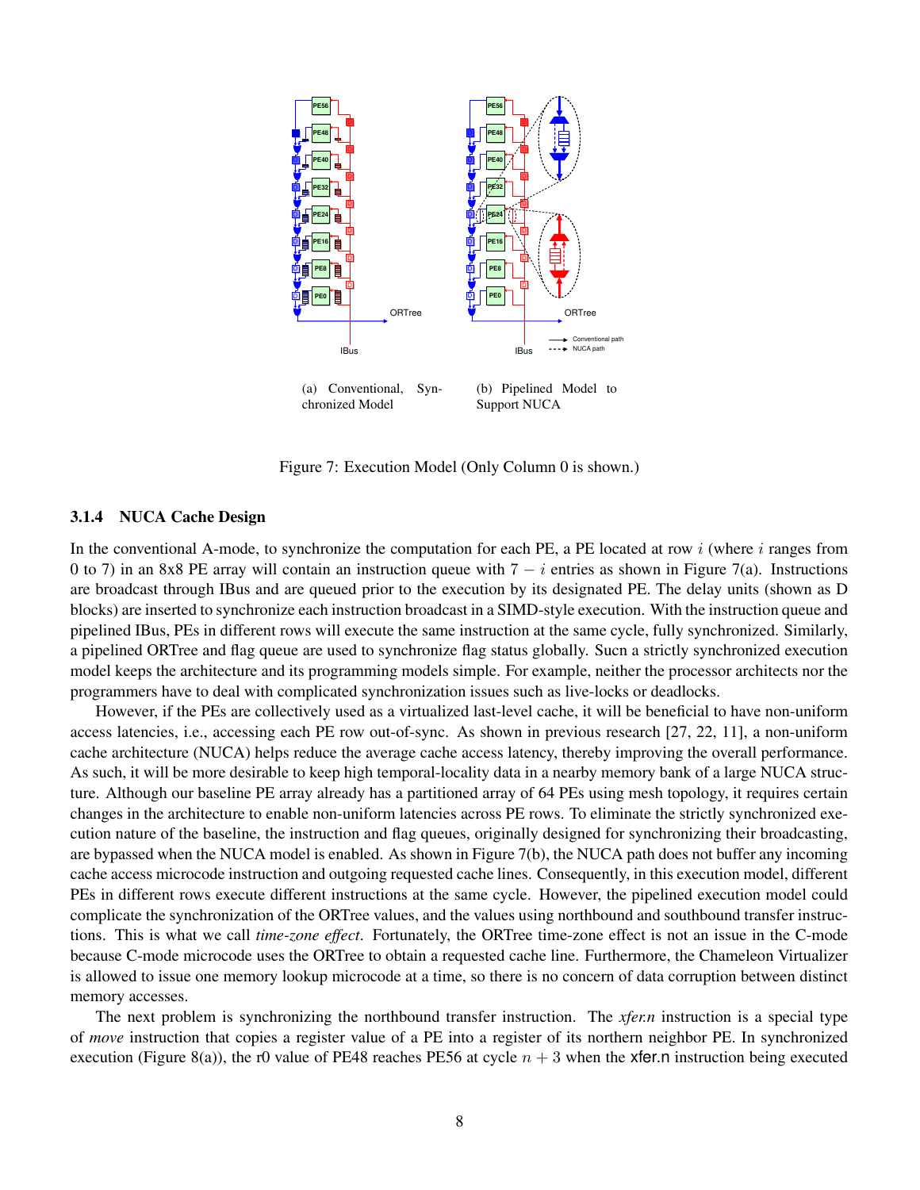(a) Conventional, Synchronized Model

(b) Pipelined Model to Support NUCA

Figure 7: Execution Model (Only Column 0 is shown.)

#### 3.1.4 NUCA Cache Design

In the conventional A-mode, to synchronize the computation for each PE, a PE located at row $i$ (where $i$ ranges from 0 to 7) in an 8x8 PE array will contain an instruction queue with $7 - i$ entries as shown in Figure 7(a). Instructions are broadcast through IBus and are queued prior to the execution by its designated PE. The delay units (shown as D blocks) are inserted to synchronize each instruction broadcast in a SIMD-style execution. With the instruction queue and pipelined IBus, PEs in different rows will execute the same instruction at the same cycle, fully synchronized. Similarly, a pipelined ORTree and flag queue are used to synchronize flag status globally. Sucn a strictly synchronized execution model keeps the architecture and its programming models simple. For example, neither the processor architects nor the programmers have to deal with complicated synchronization issues such as live-locks or deadlocks.

However, if the PEs are collectively used as a virtualized last-level cache, it will be beneficial to have non-uniform access latencies, i.e., accessing each PE row out-of-sync. As shown in previous research [27, 22, 11], a non-uniform cache architecture (NUCA) helps reduce the average cache access latency, thereby improving the overall performance. As such, it will be more desirable to keep high temporal-locality data in a nearby memory bank of a large NUCA structure. Although our baseline PE array already has a partitioned array of 64 PEs using mesh topology, it requires certain changes in the architecture to enable non-uniform latencies across PE rows. To eliminate the strictly synchronized execution nature of the baseline, the instruction and flag queues, originally designed for synchronizing their broadcasting, are bypassed when the NUCA model is enabled. As shown in Figure 7(b), the NUCA path does not buffer any incoming cache access microcode instruction and outgoing requested cache lines. Consequently, in this execution model, different PEs in different rows execute different instructions at the same cycle. However, the pipelined execution model could complicate the synchronization of the ORTree values, and the values using northbound and southbound transfer instructions. This is what we call *time-zone effect*. Fortunately, the ORTree time-zone effect is not an issue in the C-mode because C-mode microcode uses the ORTree to obtain a requested cache line. Furthermore, the Chameleon Virtualizer is allowed to issue one memory lookup microcode at a time, so there is no concern of data corruption between distinct memory accesses.

The next problem is synchronizing the northbound transfer instruction. The *xfer.n* instruction is a special type of *move* instruction that copies a register value of a PE into a register of its northern neighbor PE. In synchronized execution (Figure 8(a)), the r0 value of PE48 reaches PE56 at cycle $n + 3$ when the xfer.n instruction being executed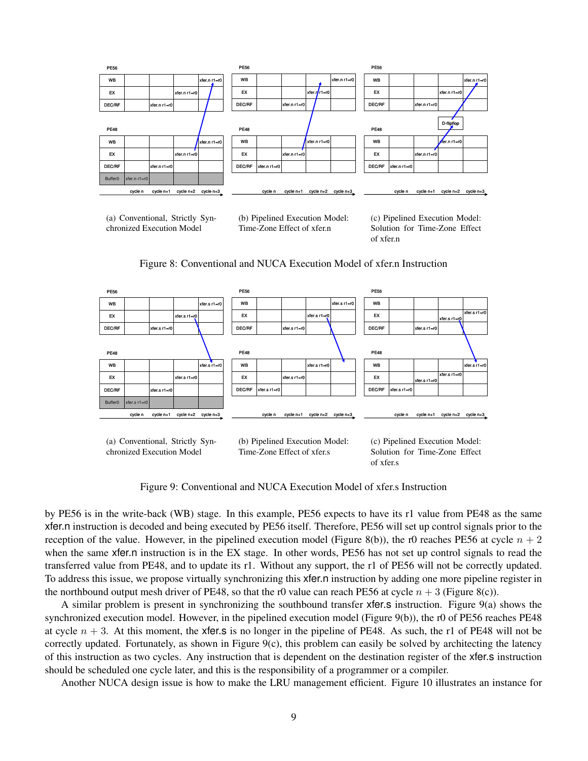(a) Conventional, Strictly Synchronized Execution Model

(b) Pipelined Execution Model: Time-Zone Effect of xfer.n

(c) Pipelined Execution Model: Solution for Time-Zone Effect of xfer.n

Figure 8: Conventional and NUCA Execution Model of xfer.n Instruction

(a) Conventional, Strictly Synchronized Execution Model

(b) Pipelined Execution Model: Time-Zone Effect of xfer.s

(c) Pipelined Execution Model: Solution for Time-Zone Effect of xfer.s

Figure 9: Conventional and NUCA Execution Model of xfer.s Instruction

by PE56 is in the write-back (WB) stage. In this example, PE56 expects to have its r1 value from PE48 as the same xfer.n instruction is decoded and being executed by PE56 itself. Therefore, PE56 will set up control signals prior to the reception of the value. However, in the pipelined execution model (Figure 8(b)), the r0 reaches PE56 at cycle $n+2$ when the same xfer.n instruction is in the EX stage. In other words, PE56 has not set up control signals to read the transferred value from PE48, and to update its r1. Without any support, the r1 of PE56 will not be correctly updated. To address this issue, we propose virtually synchronizing this xfer.n instruction by adding one more pipeline register in the northbound output mesh driver of PE48, so that the r0 value can reach PE56 at cycle $n+3$ (Figure 8(c)).

A similar problem is present in synchronizing the southbound transfer xfer.s instruction. Figure 9(a) shows the synchronized execution model. However, in the pipelined execution model (Figure 9(b)), the r0 of PE56 reaches PE48 at cycle $n+3$. At this moment, the xfer.s is no longer in the pipeline of PE48. As such, the r1 of PE48 will not be correctly updated. Fortunately, as shown in Figure 9(c), this problem can easily be solved by architecting the latency of this instruction as two cycles. Any instruction that is dependent on the destination register of the xfer.s instruction should be scheduled one cycle later, and this is the responsibility of a programmer or a compiler.

Another NUCA design issue is how to make the LRU management efficient. Figure 10 illustrates an instance for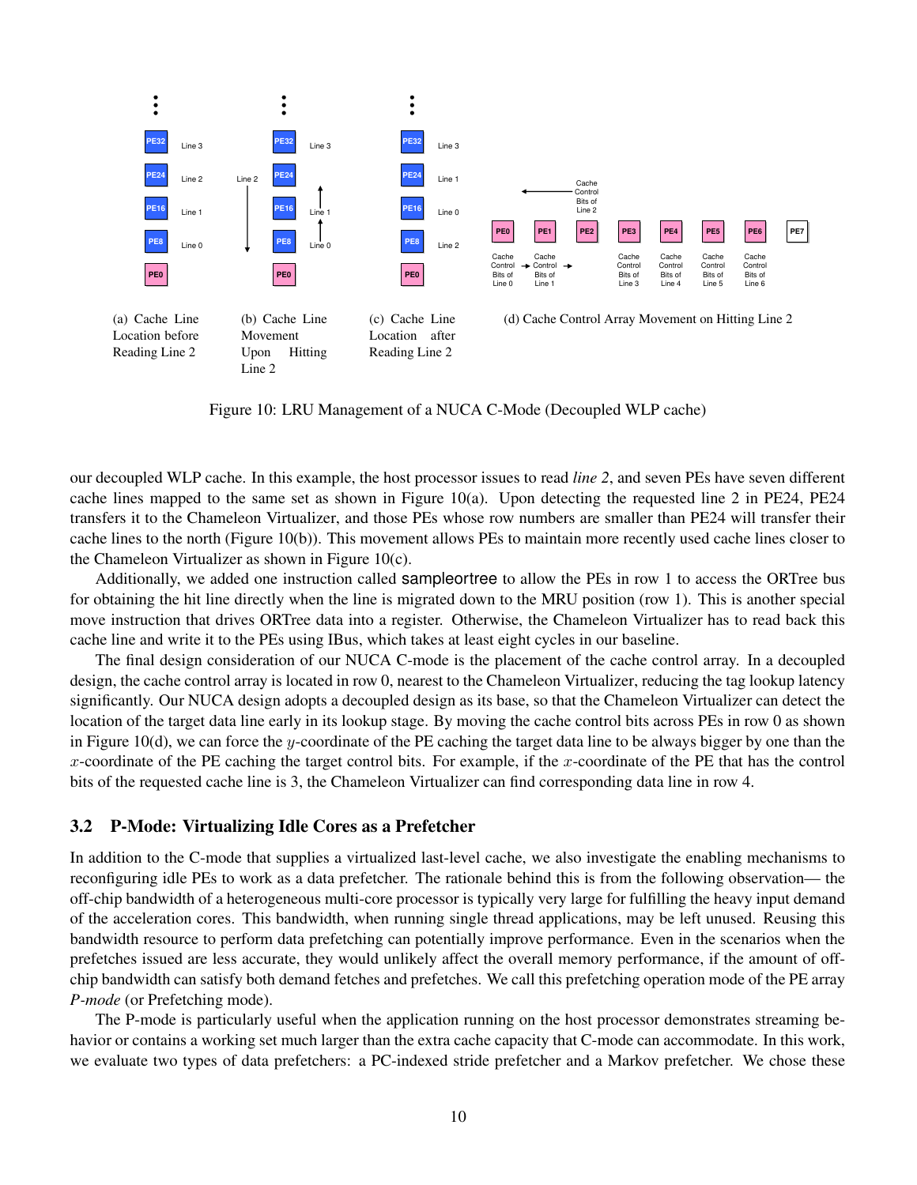(a) Cache Line Location before Reading Line 2

(b) Cache Line Movement Upon Hitting Line 2

(c) Cache Line Location after Reading Line 2

(d) Cache Control Array Movement on Hitting Line 2

Figure 10: LRU Management of a NUCA C-Mode (Decoupled WLP cache)

our decoupled WLP cache. In this example, the host processor issues to read *line 2*, and seven PEs have seven different cache lines mapped to the same set as shown in Figure 10(a). Upon detecting the requested line 2 in PE24, PE24 transfers it to the Chameleon Virtualizer, and those PEs whose row numbers are smaller than PE24 will transfer their cache lines to the north (Figure 10(b)). This movement allows PEs to maintain more recently used cache lines closer to the Chameleon Virtualizer as shown in Figure 10(c).

Additionally, we added one instruction called sampleortree to allow the PEs in row 1 to access the ORTree bus for obtaining the hit line directly when the line is migrated down to the MRU position (row 1). This is another special move instruction that drives ORTree data into a register. Otherwise, the Chameleon Virtualizer has to read back this cache line and write it to the PEs using IBus, which takes at least eight cycles in our baseline.

The final design consideration of our NUCA C-mode is the placement of the cache control array. In a decoupled design, the cache control array is located in row 0, nearest to the Chameleon Virtualizer, reducing the tag lookup latency significantly. Our NUCA design adopts a decoupled design as its base, so that the Chameleon Virtualizer can detect the location of the target data line early in its lookup stage. By moving the cache control bits across PEs in row 0 as shown in Figure 10(d), we can force the $y$-coordinate of the PE caching the target data line to be always bigger by one than the $x$-coordinate of the PE caching the target control bits. For example, if the $x$-coordinate of the PE that has the control bits of the requested cache line is 3, the Chameleon Virtualizer can find corresponding data line in row 4.

### 3.2 P-Mode: Virtualizing Idle Cores as a Prefetcher

In addition to the C-mode that supplies a virtualized last-level cache, we also investigate the enabling mechanisms to reconfiguring idle PEs to work as a data prefetcher. The rationale behind this is from the following observation— the off-chip bandwidth of a heterogeneous multi-core processor is typically very large for fulfilling the heavy input demand of the acceleration cores. This bandwidth, when running single thread applications, may be left unused. Reusing this bandwidth resource to perform data prefetching can potentially improve performance. Even in the scenarios when the prefetches issued are less accurate, they would unlikely affect the overall memory performance, if the amount of off-chip bandwidth can satisfy both demand fetches and prefetches. We call this prefetching operation mode of the PE array *P-mode* (or Prefetching mode).

The P-mode is particularly useful when the application running on the host processor demonstrates streaming behavior or contains a working set much larger than the extra cache capacity that C-mode can accommodate. In this work, we evaluate two types of data prefetchers: a PC-indexed stride prefetcher and a Markov prefetcher. We chose these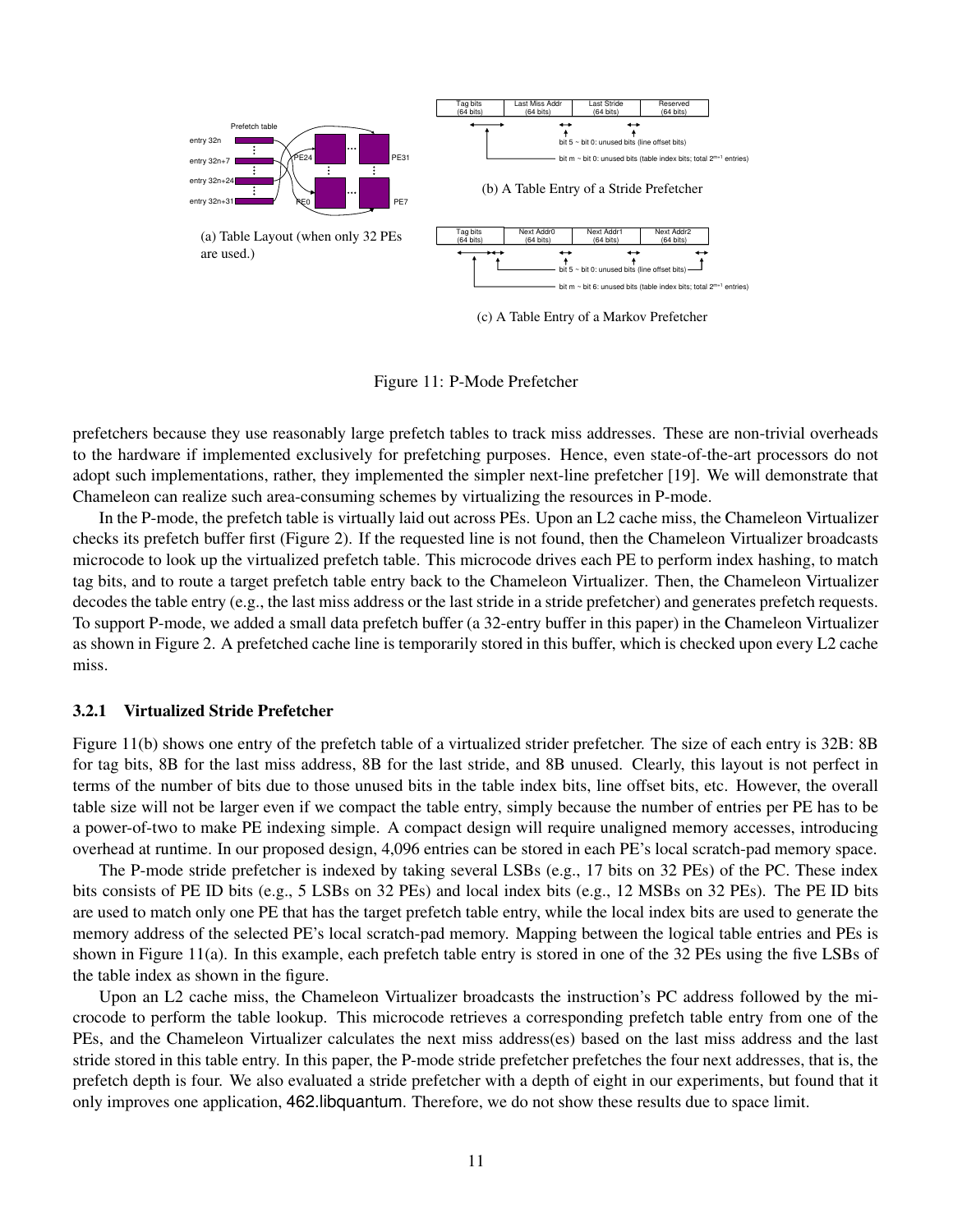(a) Table Layout (when only 32 PEs are used.)

(b) A Table Entry of a Stride Prefetcher

(c) A Table Entry of a Markov Prefetcher

Figure 11: P-Mode Prefetcher

prefetchers because they use reasonably large prefetch tables to track miss addresses. These are non-trivial overheads to the hardware if implemented exclusively for prefetching purposes. Hence, even state-of-the-art processors do not adopt such implementations, rather, they implemented the simpler next-line prefetcher [19]. We will demonstrate that Chameleon can realize such area-consuming schemes by virtualizing the resources in P-mode.

In the P-mode, the prefetch table is virtually laid out across PEs. Upon an L2 cache miss, the Chameleon Virtualizer checks its prefetch buffer first (Figure 2). If the requested line is not found, then the Chameleon Virtualizer broadcasts microcode to look up the virtualized prefetch table. This microcode drives each PE to perform index hashing, to match tag bits, and to route a target prefetch table entry back to the Chameleon Virtualizer. Then, the Chameleon Virtualizer decodes the table entry (e.g., the last miss address or the last stride in a stride prefetcher) and generates prefetch requests. To support P-mode, we added a small data prefetch buffer (a 32-entry buffer in this paper) in the Chameleon Virtualizer as shown in Figure 2. A prefetched cache line is temporarily stored in this buffer, which is checked upon every L2 cache miss.

### 3.2.1 Virtualized Stride Prefetcher

Figure 11(b) shows one entry of the prefetch table of a virtualized strider prefetcher. The size of each entry is 32B: 8B for tag bits, 8B for the last miss address, 8B for the last stride, and 8B unused. Clearly, this layout is not perfect in terms of the number of bits due to those unused bits in the table index bits, line offset bits, etc. However, the overall table size will not be larger even if we compact the table entry, simply because the number of entries per PE has to be a power-of-two to make PE indexing simple. A compact design will require unaligned memory accesses, introducing overhead at runtime. In our proposed design, 4,096 entries can be stored in each PE's local scratch-pad memory space.

The P-mode stride prefetcher is indexed by taking several LSBs (e.g., 17 bits on 32 PEs) of the PC. These index bits consists of PE ID bits (e.g., 5 LSBs on 32 PEs) and local index bits (e.g., 12 MSBs on 32 PEs). The PE ID bits are used to match only one PE that has the target prefetch table entry, while the local index bits are used to generate the memory address of the selected PE's local scratch-pad memory. Mapping between the logical table entries and PEs is shown in Figure 11(a). In this example, each prefetch table entry is stored in one of the 32 PEs using the five LSBs of the table index as shown in the figure.

Upon an L2 cache miss, the Chameleon Virtualizer broadcasts the instruction's PC address followed by the microcode to perform the table lookup. This microcode retrieves a corresponding prefetch table entry from one of the PEs, and the Chameleon Virtualizer calculates the next miss address(es) based on the last miss address and the last stride stored in this table entry. In this paper, the P-mode stride prefetcher prefetches the four next addresses, that is, the prefetch depth is four. We also evaluated a stride prefetcher with a depth of eight in our experiments, but found that it only improves one application, 462.libquantum. Therefore, we do not show these results due to space limit.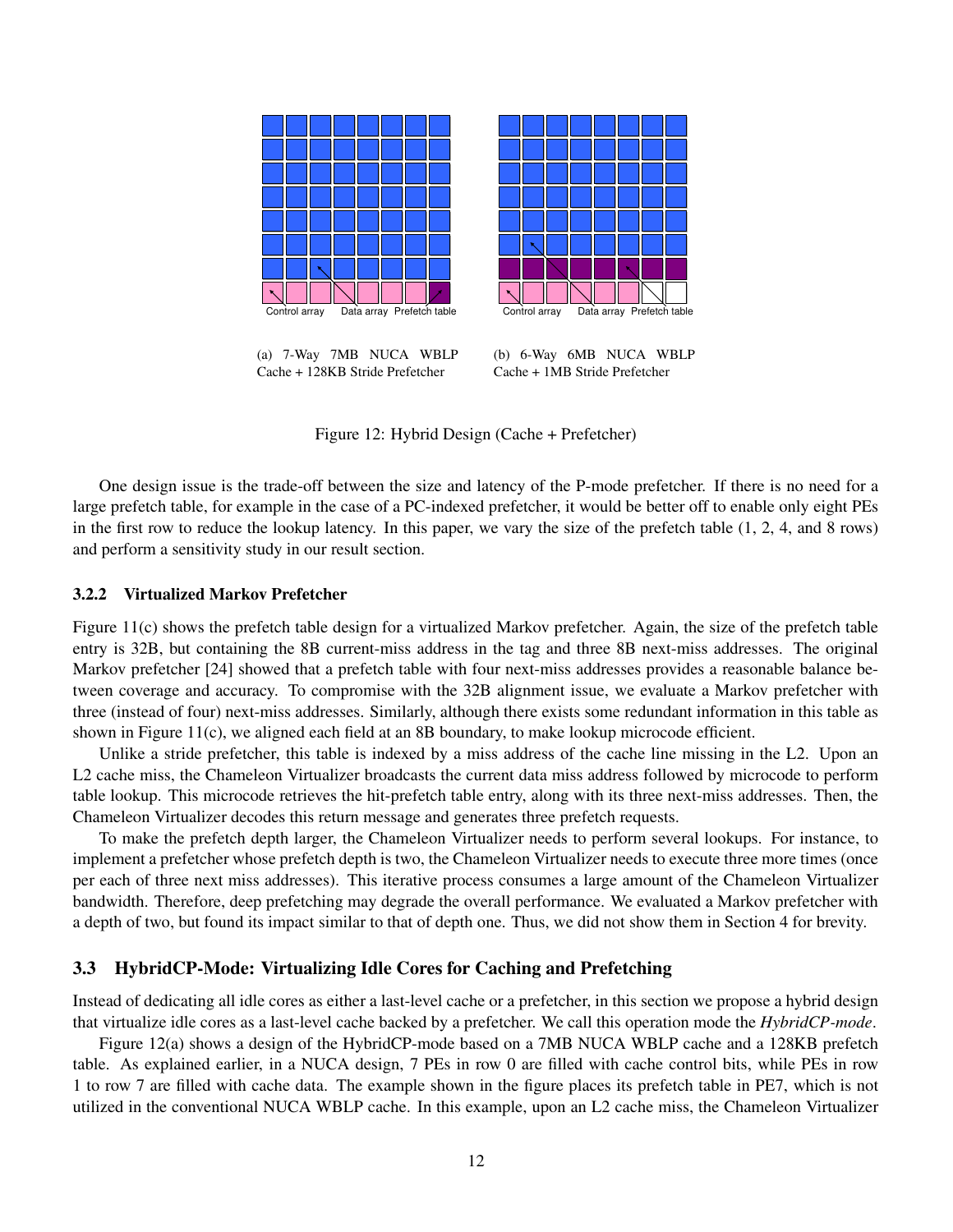Control array Data array Prefetch table

(a) 7-Way 7MB NUCA WBLP Cache + 128KB Stride Prefetcher

Control array Data array Prefetch table

(b) 6-Way 6MB NUCA WBLP Cache + 1MB Stride Prefetcher

Figure 12: Hybrid Design (Cache + Prefetcher)

One design issue is the trade-off between the size and latency of the P-mode prefetcher. If there is no need for a large prefetch table, for example in the case of a PC-indexed prefetcher, it would be better off to enable only eight PEs in the first row to reduce the lookup latency. In this paper, we vary the size of the prefetch table (1, 2, 4, and 8 rows) and perform a sensitivity study in our result section.

### 3.2.2 Virtualized Markov Prefetcher

Figure 11(c) shows the prefetch table design for a virtualized Markov prefetcher. Again, the size of the prefetch table entry is 32B, but containing the 8B current-miss address in the tag and three 8B next-miss addresses. The original Markov prefetcher [24] showed that a prefetch table with four next-miss addresses provides a reasonable balance between coverage and accuracy. To compromise with the 32B alignment issue, we evaluate a Markov prefetcher with three (instead of four) next-miss addresses. Similarly, although there exists some redundant information in this table as shown in Figure 11(c), we aligned each field at an 8B boundary, to make lookup microcode efficient.

Unlike a stride prefetcher, this table is indexed by a miss address of the cache line missing in the L2. Upon an L2 cache miss, the Chameleon Virtualizer broadcasts the current data miss address followed by microcode to perform table lookup. This microcode retrieves the hit-prefetch table entry, along with its three next-miss addresses. Then, the Chameleon Virtualizer decodes this return message and generates three prefetch requests.

To make the prefetch depth larger, the Chameleon Virtualizer needs to perform several lookups. For instance, to implement a prefetcher whose prefetch depth is two, the Chameleon Virtualizer needs to execute three more times (once per each of three next miss addresses). This iterative process consumes a large amount of the Chameleon Virtualizer bandwidth. Therefore, deep prefetching may degrade the overall performance. We evaluated a Markov prefetcher with a depth of two, but found its impact similar to that of depth one. Thus, we did not show them in Section 4 for brevity.

## 3.3 HybridCP-Mode: Virtualizing Idle Cores for Caching and Prefetching

Instead of dedicating all idle cores as either a last-level cache or a prefetcher, in this section we propose a hybrid design that virtualize idle cores as a last-level cache backed by a prefetcher. We call this operation mode the *HybridCP-mode*.

Figure 12(a) shows a design of the HybridCP-mode based on a 7MB NUCA WBLP cache and a 128KB prefetch table. As explained earlier, in a NUCA design, 7 PEs in row 0 are filled with cache control bits, while PEs in row 1 to row 7 are filled with cache data. The example shown in the figure places its prefetch table in PE7, which is not utilized in the conventional NUCA WBLP cache. In this example, upon an L2 cache miss, the Chameleon Virtualizer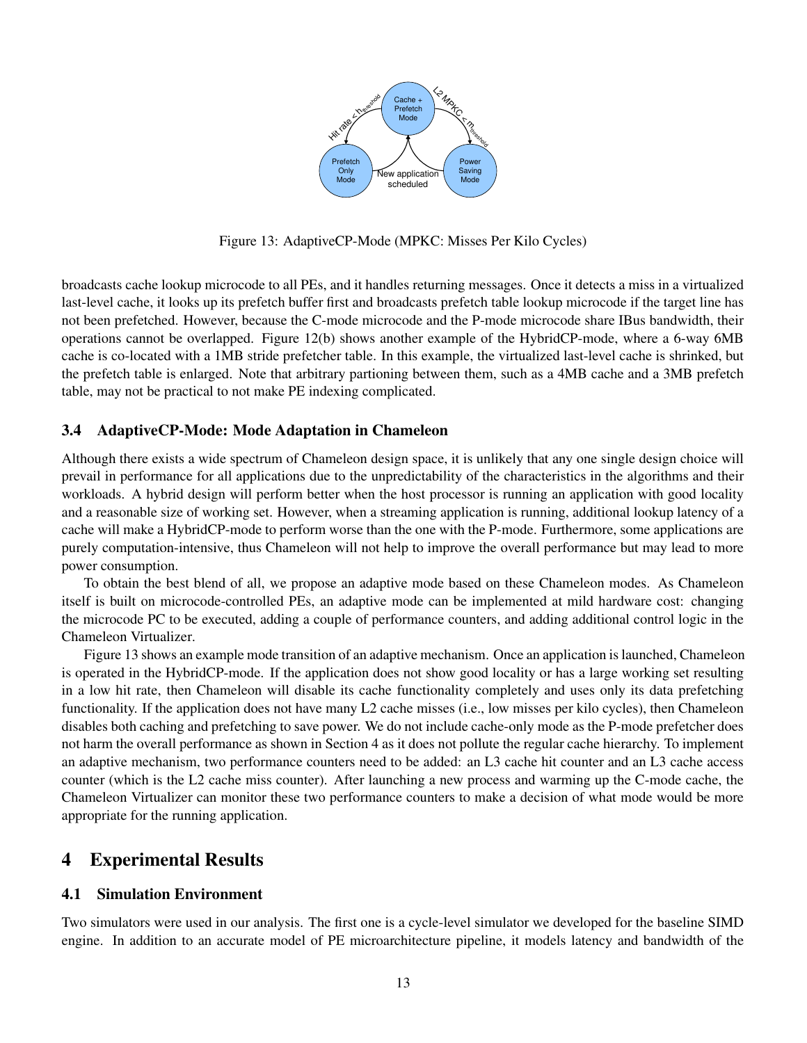Figure 13: AdaptiveCP-Mode (MPKC: Misses Per Kilo Cycles)

broadcasts cache lookup microcode to all PEs, and it handles returning messages. Once it detects a miss in a virtualized last-level cache, it looks up its prefetch buffer first and broadcasts prefetch table lookup microcode if the target line has not been prefetched. However, because the C-mode microcode and the P-mode microcode share IBus bandwidth, their operations cannot be overlapped. Figure 12(b) shows another example of the HybridCP-mode, where a 6-way 6MB cache is co-located with a 1MB stride prefetcher table. In this example, the virtualized last-level cache is shrinked, but the prefetch table is enlarged. Note that arbitrary partioning between them, such as a 4MB cache and a 3MB prefetch table, may not be practical to not make PE indexing complicated.

### 3.4 AdaptiveCP-Mode: Mode Adaptation in Chameleon

Although there exists a wide spectrum of Chameleon design space, it is unlikely that any one single design choice will prevail in performance for all applications due to the unpredictability of the characteristics in the algorithms and their workloads. A hybrid design will perform better when the host processor is running an application with good locality and a reasonable size of working set. However, when a streaming application is running, additional lookup latency of a cache will make a HybridCP-mode to perform worse than the one with the P-mode. Furthermore, some applications are purely computation-intensive, thus Chameleon will not help to improve the overall performance but may lead to more power consumption.

To obtain the best blend of all, we propose an adaptive mode based on these Chameleon modes. As Chameleon itself is built on microcode-controlled PEs, an adaptive mode can be implemented at mild hardware cost: changing the microcode PC to be executed, adding a couple of performance counters, and adding additional control logic in the Chameleon Virtualizer.

Figure 13 shows an example mode transition of an adaptive mechanism. Once an application is launched, Chameleon is operated in the HybridCP-mode. If the application does not show good locality or has a large working set resulting in a low hit rate, then Chameleon will disable its cache functionality completely and uses only its data prefetching functionality. If the application does not have many L2 cache misses (i.e., low misses per kilo cycles), then Chameleon disables both caching and prefetching to save power. We do not include cache-only mode as the P-mode prefetcher does not harm the overall performance as shown in Section 4 as it does not pollute the regular cache hierarchy. To implement an adaptive mechanism, two performance counters need to be added: an L3 cache hit counter and an L3 cache access counter (which is the L2 cache miss counter). After launching a new process and warming up the C-mode cache, the Chameleon Virtualizer can monitor these two performance counters to make a decision of what mode would be more appropriate for the running application.

## 4 Experimental Results

### 4.1 Simulation Environment

Two simulators were used in our analysis. The first one is a cycle-level simulator we developed for the baseline SIMD engine. In addition to an accurate model of PE microarchitecture pipeline, it models latency and bandwidth of the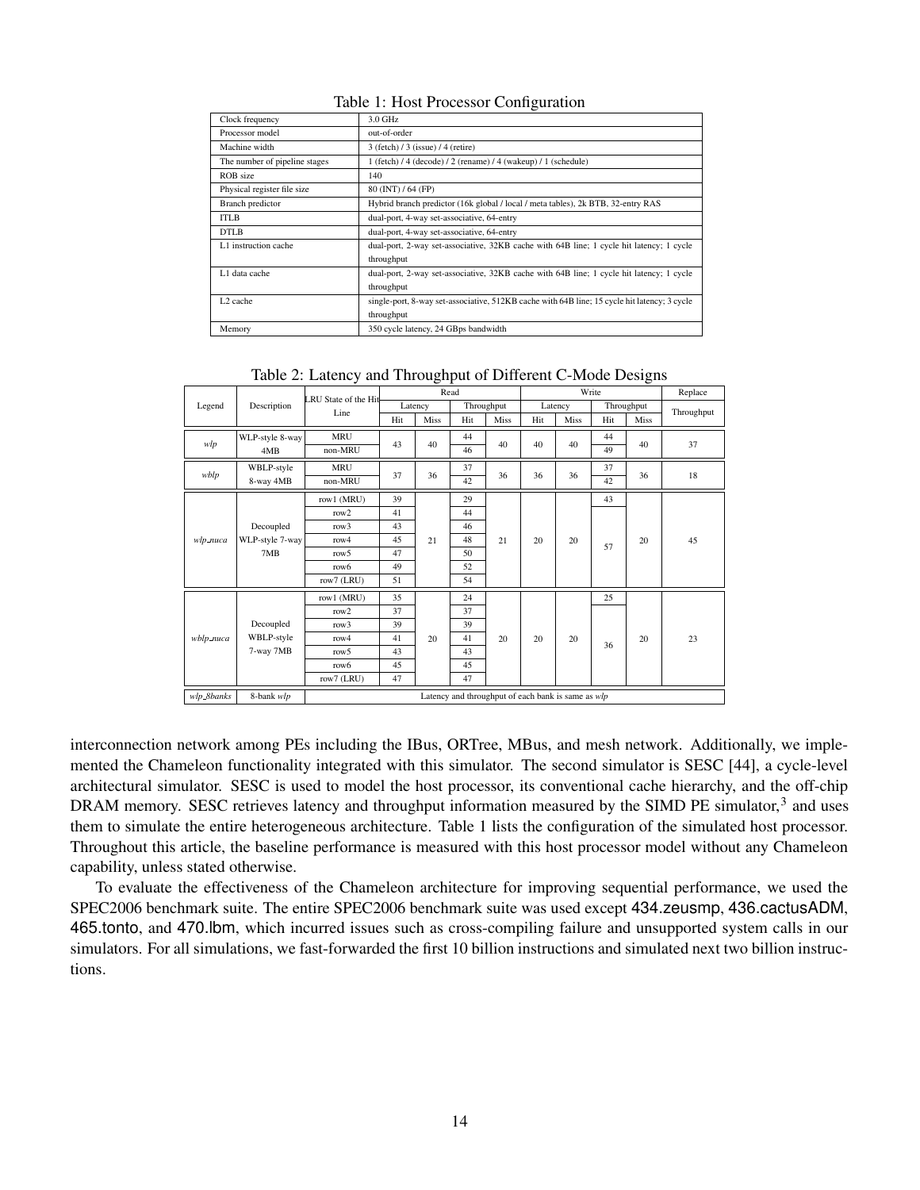Table 1: Host Processor Configuration

| | |
|---|---|
| Clock frequency | 3.0 GHz |
| Processor model | out-of-order |
| Machine width | 3 (fetch) / 3 (issue) / 4 (retire) |
| The number of pipeline stages | 1 (fetch) / 4 (decode) / 2 (rename) / 4 (wakeup) / 1 (schedule) |
| ROB size | 140 |
| Physical register file size | 80 (INT) / 64 (FP) |
| Branch predictor | Hybrid branch predictor (16k global / local / meta tables), 2k BTB, 32-entry RAS |
| ITLB | dual-port, 4-way set-associative, 64-entry |
| DTLB | dual-port, 4-way set-associative, 64-entry |
| L1 instruction cache | dual-port, 2-way set-associative, 32KB cache with 64B line; 1 cycle hit latency; 1 cycle throughput |
| L1 data cache | dual-port, 2-way set-associative, 32KB cache with 64B line; 1 cycle hit latency; 1 cycle throughput |
| L2 cache | single-port, 8-way set-associative, 512KB cache with 64B line; 15 cycle hit latency; 3 cycle throughput |
| Memory | 350 cycle latency, 24 GBps bandwidth |

Table 2: Latency and Throughput of Different C-Mode Designs

| Legend | Description | LRU State of the Hit Line | Read | | | | Write | | | | Replace |
|---|---|---|---|---|---|---|---|---|---|---|---|
| | | | Latency | | Throughput | | Latency | | Throughput | | Throughput |
| | | | Hit | Miss | Hit | Miss | Hit | Miss | Hit | Miss | |
| *wlp* | WLP-style 8-way 4MB | MRU | 43 | 40 | 44 | 40 | 40 | 40 | 44 | 40 | 37 |
| | | non-MRU | | | 46 | | | | 49 | | |
| *wblp* | WBLP-style 8-way 4MB | MRU | 37 | 36 | 37 | 36 | 36 | 36 | 37 | 36 | 18 |
| | | non-MRU | | | 42 | | | | 42 | | |
| *wlp_nuca* | Decoupled WLP-style 7-way 7MB | row1 (MRU) | 39 | 21 | 29 | 21 | 20 | 20 | 43 | 20 | 45 |
| | | row2 | 41 | | 44 | | | | 57 | | |
| | | row3 | 43 | | 46 | | | | | | |
| | | row4 | 45 | | 48 | | | | | | |
| | | row5 | 47 | | 50 | | | | | | |
| | | row6 | 49 | | 52 | | | | | | |
| | | row7 (LRU) | 51 | | 54 | | | | | | |
| *wblp_nuca* | Decoupled WBLP-style 7-way 7MB | row1 (MRU) | 35 | 20 | 24 | 20 | 20 | 20 | 25 | 20 | 23 |
| | | row2 | 37 | | 37 | | | | 36 | | |
| | | row3 | 39 | | 39 | | | | | | |
| | | row4 | 41 | | 41 | | | | | | |
| | | row5 | 43 | | 43 | | | | | | |
| | | row6 | 45 | | 45 | | | | | | |
| | | row7 (LRU) | 47 | | 47 | | | | | | |
| *wlp_8banks* | 8-bank *wlp* | Latency and throughput of each bank is same as *wlp* | | | | | | | | | |

interconnection network among PEs including the IBus, ORTree, MBus, and mesh network. Additionally, we implemented the Chameleon functionality integrated with this simulator. The second simulator is SESC [44], a cycle-level architectural simulator. SESC is used to model the host processor, its conventional cache hierarchy, and the off-chip DRAM memory. SESC retrieves latency and throughput information measured by the SIMD PE simulator,[3] and uses them to simulate the entire heterogeneous architecture. Table 1 lists the configuration of the simulated host processor. Throughout this article, the baseline performance is measured with this host processor model without any Chameleon capability, unless stated otherwise.

To evaluate the effectiveness of the Chameleon architecture for improving sequential performance, we used the SPEC2006 benchmark suite. The entire SPEC2006 benchmark suite was used except 434.zeusmp, 436.cactusADM, 465.tonto, and 470.lbm, which incurred issues such as cross-compiling failure and unsupported system calls in our simulators. For all simulations, we fast-forwarded the first 10 billion instructions and simulated next two billion instructions.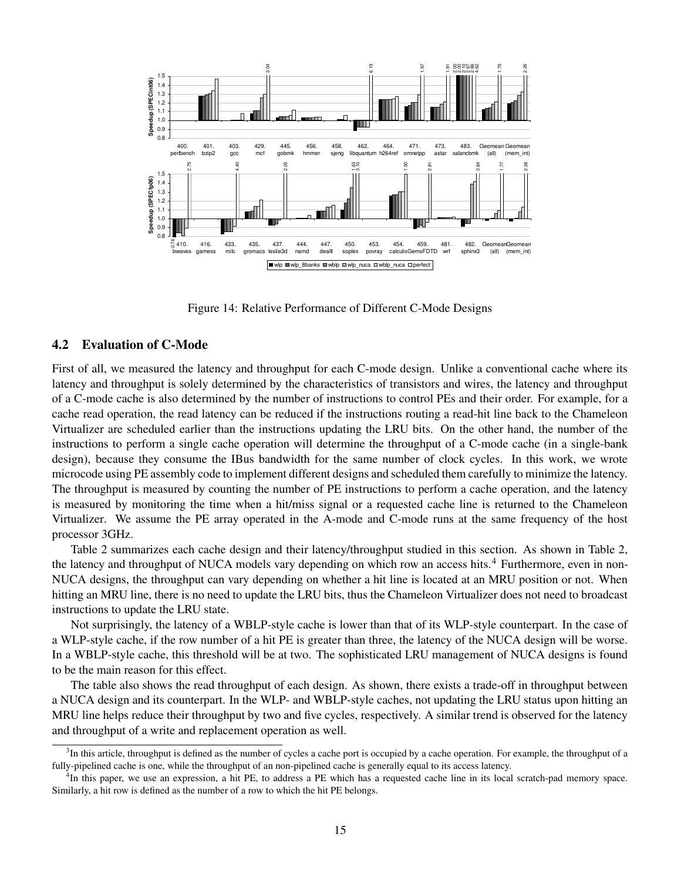Figure 14: Relative Performance of Different C-Mode Designs

## 4.2 Evaluation of C-Mode

First of all, we measured the latency and throughput for each C-mode design. Unlike a conventional cache where its latency and throughput is solely determined by the characteristics of transistors and wires, the latency and throughput of a C-mode cache is also determined by the number of instructions to control PEs and their order. For example, for a cache read operation, the read latency can be reduced if the instructions routing a read-hit line back to the Chameleon Virtualizer are scheduled earlier than the instructions updating the LRU bits. On the other hand, the number of the instructions to perform a single cache operation will determine the throughput of a C-mode cache (in a single-bank design), because they consume the IBus bandwidth for the same number of clock cycles. In this work, we wrote microcode using PE assembly code to implement different designs and scheduled them carefully to minimize the latency. The throughput is measured by counting the number of PE instructions to perform a cache operation, and the latency is measured by monitoring the time when a hit/miss signal or a requested cache line is returned to the Chameleon Virtualizer. We assume the PE array operated in the A-mode and C-mode runs at the same frequency of the host processor 3GHz.

Table 2 summarizes each cache design and their latency/throughput studied in this section. As shown in Table 2, the latency and throughput of NUCA models vary depending on which row an access hits.[4] Furthermore, even in non-NUCA designs, the throughput can vary depending on whether a hit line is located at an MRU position or not. When hitting an MRU line, there is no need to update the LRU bits, thus the Chameleon Virtualizer does not need to broadcast instructions to update the LRU state.

Not surprisingly, the latency of a WBLP-style cache is lower than that of its WLP-style counterpart. In the case of a WLP-style cache, if the row number of a hit PE is greater than three, the latency of the NUCA design will be worse. In a WBLP-style cache, this threshold will be at two. The sophisticated LRU management of NUCA designs is found to be the main reason for this effect.

The table also shows the read throughput of each design. As shown, there exists a trade-off in throughput between a NUCA design and its counterpart. In the WLP- and WBLP-style caches, not updating the LRU status upon hitting an MRU line helps reduce their throughput by two and five cycles, respectively. A similar trend is observed for the latency and throughput of a write and replacement operation as well.

---

[3] In this article, throughput is defined as the number of cycles a cache port is occupied by a cache operation. For example, the throughput of a fully-pipelined cache is one, while the throughput of an non-pipelined cache is generally equal to its access latency.

[4] In this paper, we use an expression, a hit PE, to address a PE which has a requested cache line in its local scratch-pad memory space. Similarly, a hit row is defined as the number of a row to which the hit PE belongs.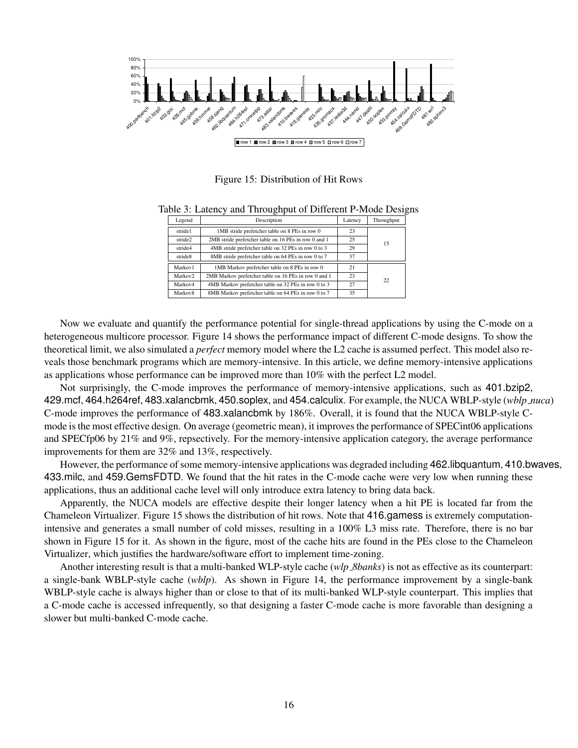Figure 15: Distribution of Hit Rows

Table 3: Latency and Throughput of Different P-Mode Designs

| Legend | Description | Latency | Throughput |
|---|---|---|---|
| stride1 | 1MB stride prefetcher table on 8 PEs in row 0 | 23 | 15 |
| stride2 | 2MB stride prefetcher table on 16 PEs in row 0 and 1 | 25 | |
| stride4 | 4MB stride prefetcher table on 32 PEs in row 0 to 3 | 29 | |
| stride8 | 8MB stride prefetcher table on 64 PEs in row 0 to 7 | 37 | |
| Markov1 | 1MB Markov prefetcher table on 8 PEs in row 0 | 21 | 22 |
| Markov2 | 2MB Markov prefetcher table on 16 PEs in row 0 and 1 | 23 | |
| Markov4 | 4MB Markov prefetcher table on 32 PEs in row 0 to 3 | 27 | |
| Markov8 | 8MB Markov prefetcher table on 64 PEs in row 0 to 7 | 35 | |

Now we evaluate and quantify the performance potential for single-thread applications by using the C-mode on a heterogeneous multicore processor. Figure 14 shows the performance impact of different C-mode designs. To show the theoretical limit, we also simulated a *perfect* memory model where the L2 cache is assumed perfect. This model also reveals those benchmark programs which are memory-intensive. In this article, we define memory-intensive applications as applications whose performance can be improved more than 10% with the perfect L2 model.

Not surprisingly, the C-mode improves the performance of memory-intensive applications, such as 401.bzip2, 429.mcf, 464.h264ref, 483.xalancbmk, 450.soplex, and 454.calculix. For example, the NUCA WBLP-style (*wblp_nuca*) C-mode improves the performance of 483.xalancbmk by 186%. Overall, it is found that the NUCA WBLP-style C-mode is the most effective design. On average (geometric mean), it improves the performance of SPECint06 applications and SPECfp06 by 21% and 9%, repsectively. For the memory-intensive application category, the average performance improvements for them are 32% and 13%, respectively.

However, the performance of some memory-intensive applications was degraded including 462.libquantum, 410.bwaves, 433.milc, and 459.GemsFDTD. We found that the hit rates in the C-mode cache were very low when running these applications, thus an additional cache level will only introduce extra latency to bring data back.

Apparently, the NUCA models are effective despite their longer latency when a hit PE is located far from the Chameleon Virtualizer. Figure 15 shows the distribution of hit rows. Note that 416.gamess is extremely computation-intensive and generates a small number of cold misses, resulting in a 100% L3 miss rate. Therefore, there is no bar shown in Figure 15 for it. As shown in the figure, most of the cache hits are found in the PEs close to the Chameleon Virtualizer, which justifies the hardware/software effort to implement time-zoning.

Another interesting result is that a multi-banked WLP-style cache (*wlp_8banks*) is not as effective as its counterpart: a single-bank WBLP-style cache (*wblp*). As shown in Figure 14, the performance improvement by a single-bank WBLP-style cache is always higher than or close to that of its multi-banked WLP-style counterpart. This implies that a C-mode cache is accessed infrequently, so that designing a faster C-mode cache is more favorable than designing a slower but multi-banked C-mode cache.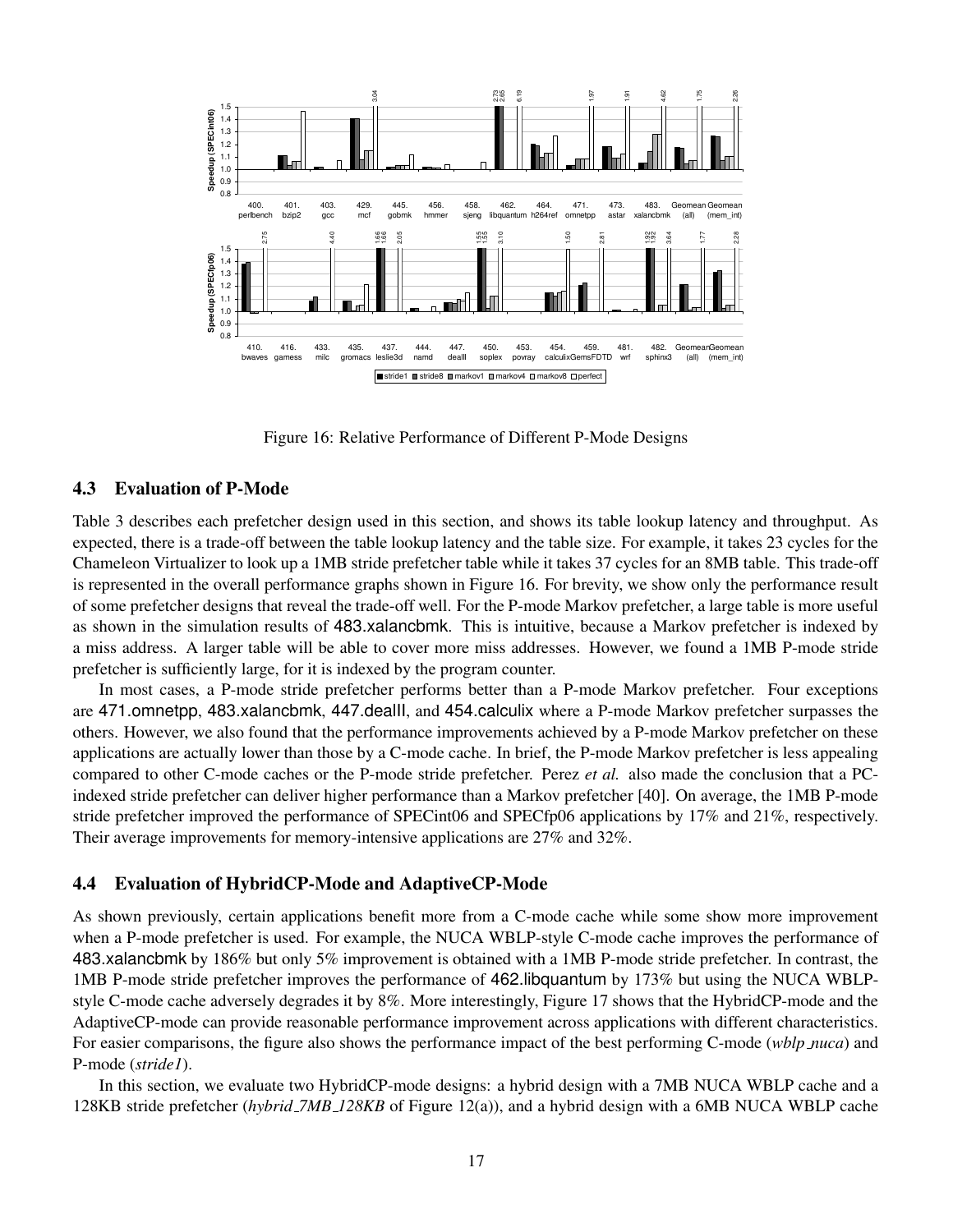Figure 16: Relative Performance of Different P-Mode Designs

### 4.3 Evaluation of P-Mode

Table 3 describes each prefetcher design used in this section, and shows its table lookup latency and throughput. As expected, there is a trade-off between the table lookup latency and the table size. For example, it takes 23 cycles for the Chameleon Virtualizer to look up a 1MB stride prefetcher table while it takes 37 cycles for an 8MB table. This trade-off is represented in the overall performance graphs shown in Figure 16. For brevity, we show only the performance result of some prefetcher designs that reveal the trade-off well. For the P-mode Markov prefetcher, a large table is more useful as shown in the simulation results of 483.xalancbmk. This is intuitive, because a Markov prefetcher is indexed by a miss address. A larger table will be able to cover more miss addresses. However, we found a 1MB P-mode stride prefetcher is sufficiently large, for it is indexed by the program counter.

In most cases, a P-mode stride prefetcher performs better than a P-mode Markov prefetcher. Four exceptions are 471.omnetpp, 483.xalancbmk, 447.dealII, and 454.calculix where a P-mode Markov prefetcher surpasses the others. However, we also found that the performance improvements achieved by a P-mode Markov prefetcher on these applications are actually lower than those by a C-mode cache. In brief, the P-mode Markov prefetcher is less appealing compared to other C-mode caches or the P-mode stride prefetcher. Perez *et al.* also made the conclusion that a PC-indexed stride prefetcher can deliver higher performance than a Markov prefetcher [40]. On average, the 1MB P-mode stride prefetcher improved the performance of SPECint06 and SPECfp06 applications by 17% and 21%, respectively. Their average improvements for memory-intensive applications are 27% and 32%.

### 4.4 Evaluation of HybridCP-Mode and AdaptiveCP-Mode

As shown previously, certain applications benefit more from a C-mode cache while some show more improvement when a P-mode prefetcher is used. For example, the NUCA WBLP-style C-mode cache improves the performance of 483.xalancbmk by 186% but only 5% improvement is obtained with a 1MB P-mode stride prefetcher. In contrast, the 1MB P-mode stride prefetcher improves the performance of 462.libquantum by 173% but using the NUCA WBLP-style C-mode cache adversely degrades it by 8%. More interestingly, Figure 17 shows that the HybridCP-mode and the AdaptiveCP-mode can provide reasonable performance improvement across applications with different characteristics. For easier comparisons, the figure also shows the performance impact of the best performing C-mode (*wblp_nuca*) and P-mode (*stride1*).

In this section, we evaluate two HybridCP-mode designs: a hybrid design with a 7MB NUCA WBLP cache and a 128KB stride prefetcher (*hybrid_7MB_128KB* of Figure 12(a)), and a hybrid design with a 6MB NUCA WBLP cache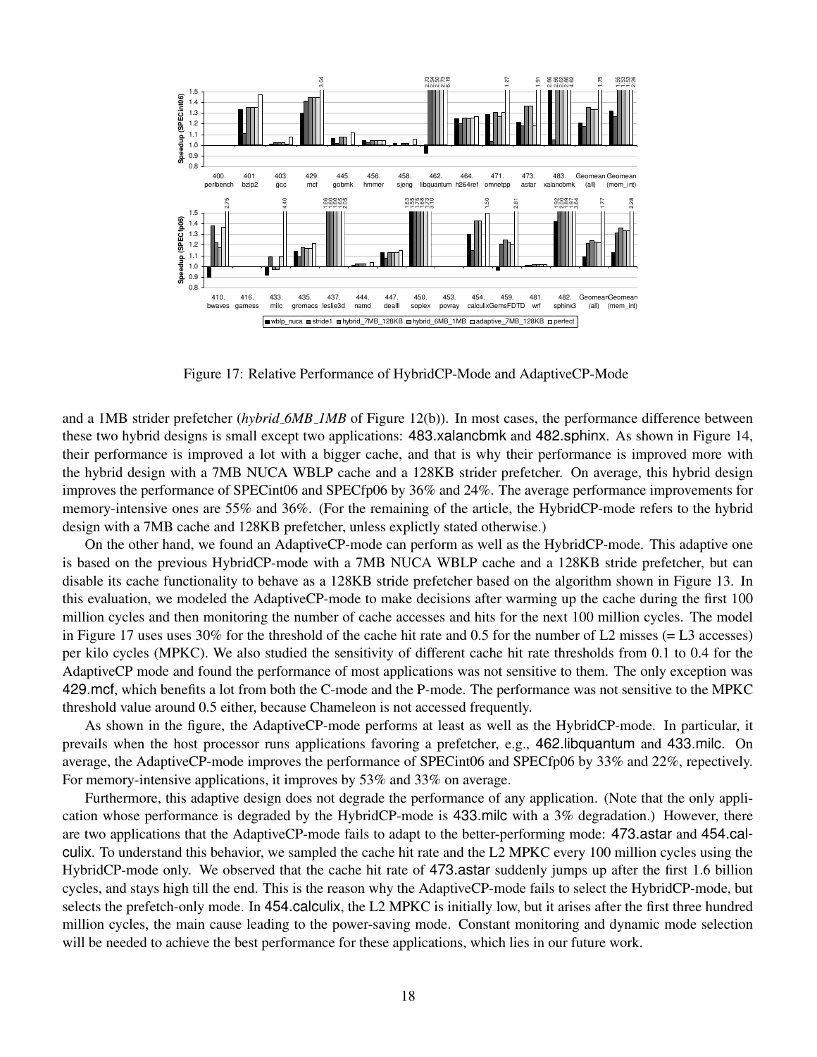Figure 17: Relative Performance of HybridCP-Mode and AdaptiveCP-Mode

and a 1MB strider prefetcher (*hybrid_6MB_1MB* of Figure 12(b)). In most cases, the performance difference between these two hybrid designs is small except two applications: 483.xalancbmk and 482.sphinx. As shown in Figure 14, their performance is improved a lot with a bigger cache, and that is why their performance is improved more with the hybrid design with a 7MB NUCA WBLP cache and a 128KB strider prefetcher. On average, this hybrid design improves the performance of SPECint06 and SPECfp06 by 36% and 24%. The average performance improvements for memory-intensive ones are 55% and 36%. (For the remaining of the article, the HybridCP-mode refers to the hybrid design with a 7MB cache and 128KB prefetcher, unless explictly stated otherwise.)

On the other hand, we found an AdaptiveCP-mode can perform as well as the HybridCP-mode. This adaptive one is based on the previous HybridCP-mode with a 7MB NUCA WBLP cache and a 128KB stride prefetcher, but can disable its cache functionality to behave as a 128KB stride prefetcher based on the algorithm shown in Figure 13. In this evaluation, we modeled the AdaptiveCP-mode to make decisions after warming up the cache during the first 100 million cycles and then monitoring the number of cache accesses and hits for the next 100 million cycles. The model in Figure 17 uses uses 30% for the threshold of the cache hit rate and 0.5 for the number of L2 misses (= L3 accesses) per kilo cycles (MPKC). We also studied the sensitivity of different cache hit rate thresholds from 0.1 to 0.4 for the AdaptiveCP mode and found the performance of most applications was not sensitive to them. The only exception was 429.mcf, which benefits a lot from both the C-mode and the P-mode. The performance was not sensitive to the MPKC threshold value around 0.5 either, because Chameleon is not accessed frequently.

As shown in the figure, the AdaptiveCP-mode performs at least as well as the HybridCP-mode. In particular, it prevails when the host processor runs applications favoring a prefetcher, e.g., 462.libquantum and 433.milc. On average, the AdaptiveCP-mode improves the performance of SPECint06 and SPECfp06 by 33% and 22%, repectively. For memory-intensive applications, it improves by 53% and 33% on average.

Furthermore, this adaptive design does not degrade the performance of any application. (Note that the only application whose performance is degraded by the HybridCP-mode is 433.milc with a 3% degradation.) However, there are two applications that the AdaptiveCP-mode fails to adapt to the better-performing mode: 473.astar and 454.calculix. To understand this behavior, we sampled the cache hit rate and the L2 MPKC every 100 million cycles using the HybridCP-mode only. We observed that the cache hit rate of 473.astar suddenly jumps up after the first 1.6 billion cycles, and stays high till the end. This is the reason why the AdaptiveCP-mode fails to select the HybridCP-mode, but selects the prefetch-only mode. In 454.calculix, the L2 MPKC is initially low, but it arises after the first three hundred million cycles, the main cause leading to the power-saving mode. Constant monitoring and dynamic mode selection will be needed to achieve the best performance for these applications, which lies in our future work.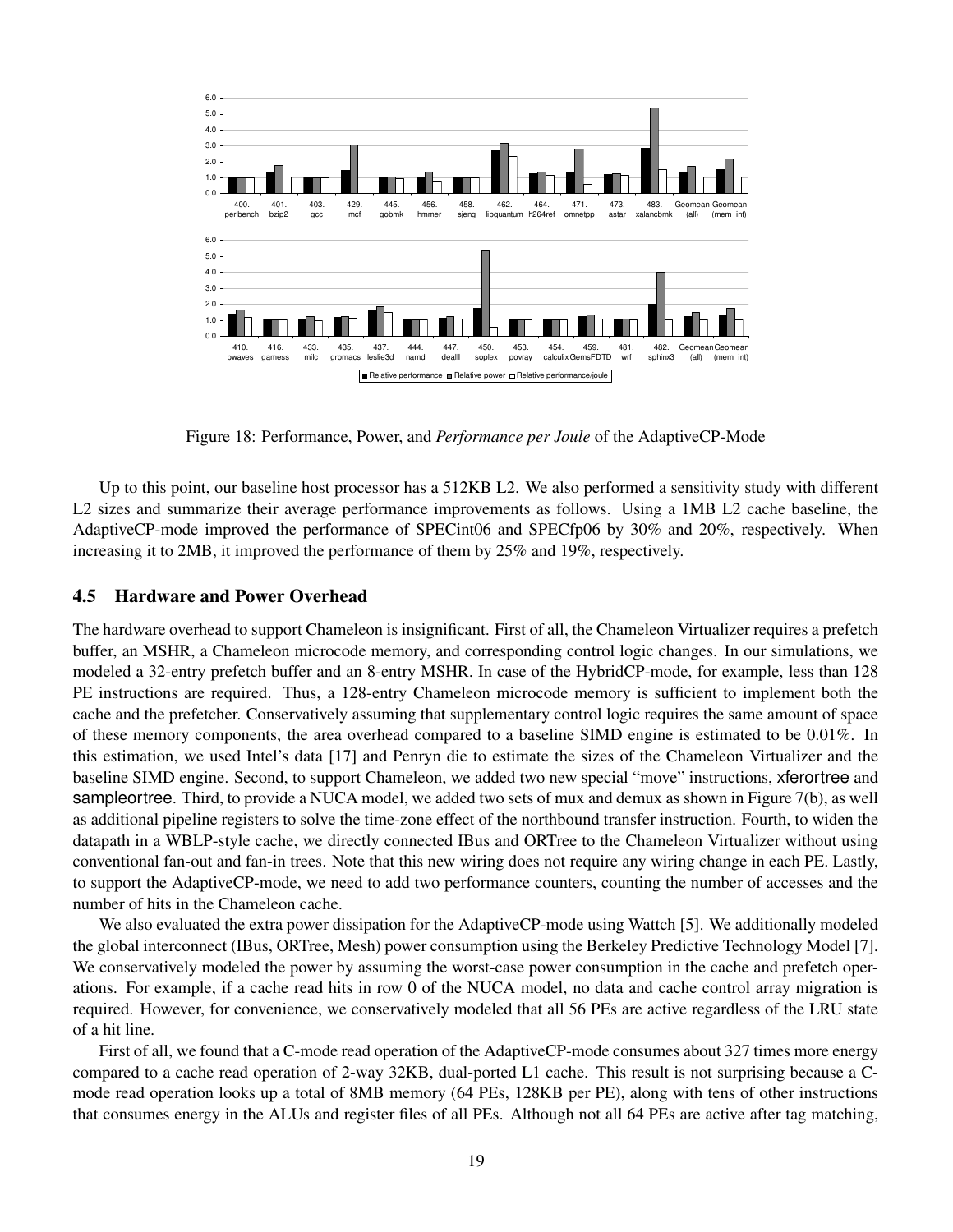Figure 18: Performance, Power, and *Performance per Joule* of the AdaptiveCP-Mode

Up to this point, our baseline host processor has a 512KB L2. We also performed a sensitivity study with different L2 sizes and summarize their average performance improvements as follows. Using a 1MB L2 cache baseline, the AdaptiveCP-mode improved the performance of SPECint06 and SPECfp06 by 30% and 20%, respectively. When increasing it to 2MB, it improved the performance of them by 25% and 19%, respectively.

### 4.5 Hardware and Power Overhead

The hardware overhead to support Chameleon is insignificant. First of all, the Chameleon Virtualizer requires a prefetch buffer, an MSHR, a Chameleon microcode memory, and corresponding control logic changes. In our simulations, we modeled a 32-entry prefetch buffer and an 8-entry MSHR. In case of the HybridCP-mode, for example, less than 128 PE instructions are required. Thus, a 128-entry Chameleon microcode memory is sufficient to implement both the cache and the prefetcher. Conservatively assuming that supplementary control logic requires the same amount of space of these memory components, the area overhead compared to a baseline SIMD engine is estimated to be 0.01%. In this estimation, we used Intel's data [17] and Penryn die to estimate the sizes of the Chameleon Virtualizer and the baseline SIMD engine. Second, to support Chameleon, we added two new special "move" instructions, xferortree and sampleortree. Third, to provide a NUCA model, we added two sets of mux and demux as shown in Figure 7(b), as well as additional pipeline registers to solve the time-zone effect of the northbound transfer instruction. Fourth, to widen the datapath in a WBLP-style cache, we directly connected IBus and ORTree to the Chameleon Virtualizer without using conventional fan-out and fan-in trees. Note that this new wiring does not require any wiring change in each PE. Lastly, to support the AdaptiveCP-mode, we need to add two performance counters, counting the number of accesses and the number of hits in the Chameleon cache.

We also evaluated the extra power dissipation for the AdaptiveCP-mode using Wattch [5]. We additionally modeled the global interconnect (IBus, ORTree, Mesh) power consumption using the Berkeley Predictive Technology Model [7]. We conservatively modeled the power by assuming the worst-case power consumption in the cache and prefetch operations. For example, if a cache read hits in row 0 of the NUCA model, no data and cache control array migration is required. However, for convenience, we conservatively modeled that all 56 PEs are active regardless of the LRU state of a hit line.

First of all, we found that a C-mode read operation of the AdaptiveCP-mode consumes about 327 times more energy compared to a cache read operation of 2-way 32KB, dual-ported L1 cache. This result is not surprising because a C-mode read operation looks up a total of 8MB memory (64 PEs, 128KB per PE), along with tens of other instructions that consumes energy in the ALUs and register files of all PEs. Although not all 64 PEs are active after tag matching,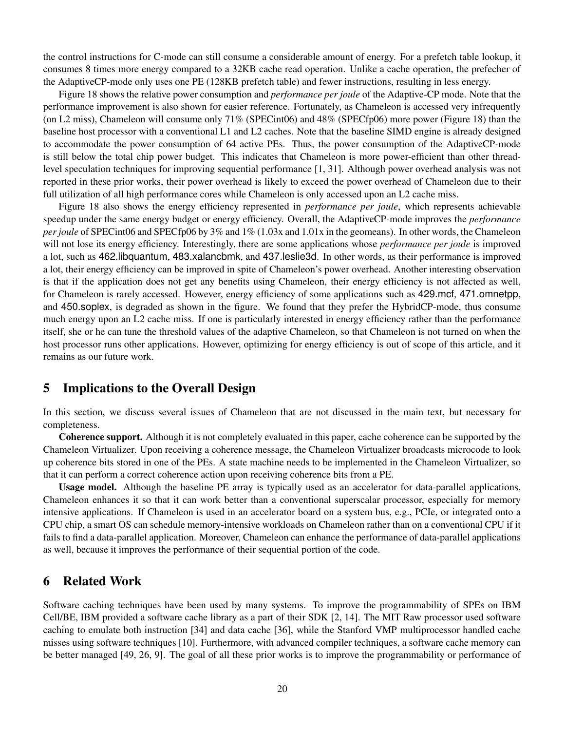the control instructions for C-mode can still consume a considerable amount of energy. For a prefetch table lookup, it consumes 8 times more energy compared to a 32KB cache read operation. Unlike a cache operation, the prefecher of the AdaptiveCP-mode only uses one PE (128KB prefetch table) and fewer instructions, resulting in less energy.

Figure 18 shows the relative power consumption and *performance per joule* of the Adaptive-CP mode. Note that the performance improvement is also shown for easier reference. Fortunately, as Chameleon is accessed very infrequently (on L2 miss), Chameleon will consume only 71% (SPECint06) and 48% (SPECfp06) more power (Figure 18) than the baseline host processor with a conventional L1 and L2 caches. Note that the baseline SIMD engine is already designed to accommodate the power consumption of 64 active PEs. Thus, the power consumption of the AdaptiveCP-mode is still below the total chip power budget. This indicates that Chameleon is more power-efficient than other thread-level speculation techniques for improving sequential performance [1, 31]. Although power overhead analysis was not reported in these prior works, their power overhead is likely to exceed the power overhead of Chameleon due to their full utilization of all high performance cores while Chameleon is only accessed upon an L2 cache miss.

Figure 18 also shows the energy efficiency represented in *performance per joule*, which represents achievable speedup under the same energy budget or energy efficiency. Overall, the AdaptiveCP-mode improves the *performance per joule* of SPECint06 and SPECfp06 by 3% and 1% (1.03x and 1.01x in the geomeans). In other words, the Chameleon will not lose its energy efficiency. Interestingly, there are some applications whose *performance per joule* is improved a lot, such as 462.libquantum, 483.xalancbmk, and 437.leslie3d. In other words, as their performance is improved a lot, their energy efficiency can be improved in spite of Chameleon's power overhead. Another interesting observation is that if the application does not get any benefits using Chameleon, their energy efficiency is not affected as well, for Chameleon is rarely accessed. However, energy efficiency of some applications such as 429.mcf, 471.omnetpp, and 450.soplex, is degraded as shown in the figure. We found that they prefer the HybridCP-mode, thus consume much energy upon an L2 cache miss. If one is particularly interested in energy efficiency rather than the performance itself, she or he can tune the threshold values of the adaptive Chameleon, so that Chameleon is not turned on when the host processor runs other applications. However, optimizing for energy efficiency is out of scope of this article, and it remains as our future work.

## 5 Implications to the Overall Design

In this section, we discuss several issues of Chameleon that are not discussed in the main text, but necessary for completeness.

**Coherence support.** Although it is not completely evaluated in this paper, cache coherence can be supported by the Chameleon Virtualizer. Upon receiving a coherence message, the Chameleon Virtualizer broadcasts microcode to look up coherence bits stored in one of the PEs. A state machine needs to be implemented in the Chameleon Virtualizer, so that it can perform a correct coherence action upon receiving coherence bits from a PE.

**Usage model.** Although the baseline PE array is typically used as an accelerator for data-parallel applications, Chameleon enhances it so that it can work better than a conventional superscalar processor, especially for memory intensive applications. If Chameleon is used in an accelerator board on a system bus, e.g., PCIe, or integrated onto a CPU chip, a smart OS can schedule memory-intensive workloads on Chameleon rather than on a conventional CPU if it fails to find a data-parallel application. Moreover, Chameleon can enhance the performance of data-parallel applications as well, because it improves the performance of their sequential portion of the code.

## 6 Related Work

Software caching techniques have been used by many systems. To improve the programmability of SPEs on IBM Cell/BE, IBM provided a software cache library as a part of their SDK [2, 14]. The MIT Raw processor used software caching to emulate both instruction [34] and data cache [36], while the Stanford VMP multiprocessor handled cache misses using software techniques [10]. Furthermore, with advanced compiler techniques, a software cache memory can be better managed [49, 26, 9]. The goal of all these prior works is to improve the programmability or performance of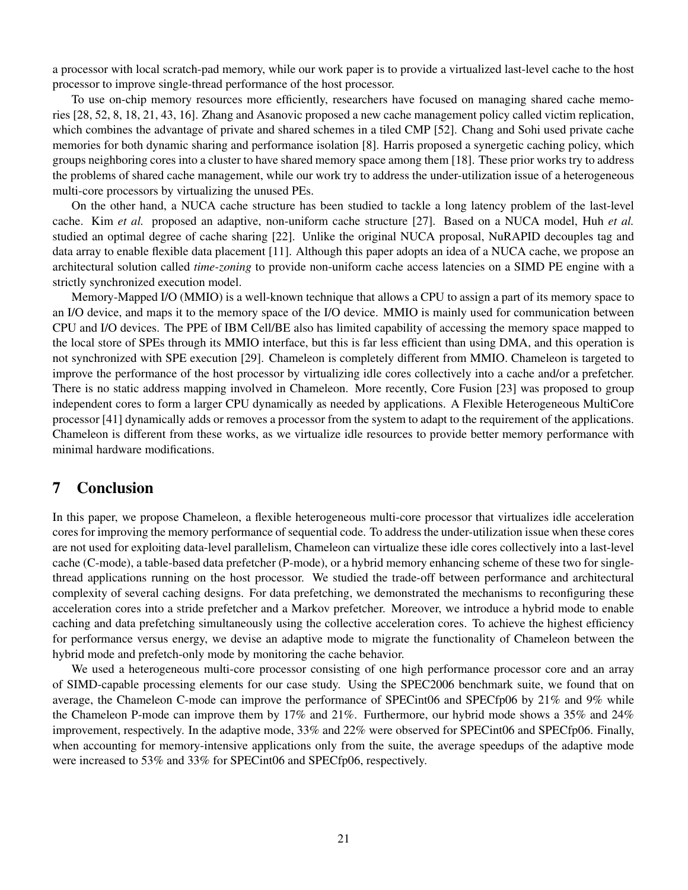a processor with local scratch-pad memory, while our work paper is to provide a virtualized last-level cache to the host processor to improve single-thread performance of the host processor.

To use on-chip memory resources more efficiently, researchers have focused on managing shared cache memories [28, 52, 8, 18, 21, 43, 16]. Zhang and Asanovic proposed a new cache management policy called victim replication, which combines the advantage of private and shared schemes in a tiled CMP [52]. Chang and Sohi used private cache memories for both dynamic sharing and performance isolation [8]. Harris proposed a synergetic caching policy, which groups neighboring cores into a cluster to have shared memory space among them [18]. These prior works try to address the problems of shared cache management, while our work try to address the under-utilization issue of a heterogeneous multi-core processors by virtualizing the unused PEs.

On the other hand, a NUCA cache structure has been studied to tackle a long latency problem of the last-level cache. Kim *et al.* proposed an adaptive, non-uniform cache structure [27]. Based on a NUCA model, Huh *et al.* studied an optimal degree of cache sharing [22]. Unlike the original NUCA proposal, NuRAPID decouples tag and data array to enable flexible data placement [11]. Although this paper adopts an idea of a NUCA cache, we propose an architectural solution called *time-zoning* to provide non-uniform cache access latencies on a SIMD PE engine with a strictly synchronized execution model.

Memory-Mapped I/O (MMIO) is a well-known technique that allows a CPU to assign a part of its memory space to an I/O device, and maps it to the memory space of the I/O device. MMIO is mainly used for communication between CPU and I/O devices. The PPE of IBM Cell/BE also has limited capability of accessing the memory space mapped to the local store of SPEs through its MMIO interface, but this is far less efficient than using DMA, and this operation is not synchronized with SPE execution [29]. Chameleon is completely different from MMIO. Chameleon is targeted to improve the performance of the host processor by virtualizing idle cores collectively into a cache and/or a prefetcher. There is no static address mapping involved in Chameleon. More recently, Core Fusion [23] was proposed to group independent cores to form a larger CPU dynamically as needed by applications. A Flexible Heterogeneous MultiCore processor [41] dynamically adds or removes a processor from the system to adapt to the requirement of the applications. Chameleon is different from these works, as we virtualize idle resources to provide better memory performance with minimal hardware modifications.

# 7 Conclusion

In this paper, we propose Chameleon, a flexible heterogeneous multi-core processor that virtualizes idle acceleration cores for improving the memory performance of sequential code. To address the under-utilization issue when these cores are not used for exploiting data-level parallelism, Chameleon can virtualize these idle cores collectively into a last-level cache (C-mode), a table-based data prefetcher (P-mode), or a hybrid memory enhancing scheme of these two for single-thread applications running on the host processor. We studied the trade-off between performance and architectural complexity of several caching designs. For data prefetching, we demonstrated the mechanisms to reconfiguring these acceleration cores into a stride prefetcher and a Markov prefetcher. Moreover, we introduce a hybrid mode to enable caching and data prefetching simultaneously using the collective acceleration cores. To achieve the highest efficiency for performance versus energy, we devise an adaptive mode to migrate the functionality of Chameleon between the hybrid mode and prefetch-only mode by monitoring the cache behavior.

We used a heterogeneous multi-core processor consisting of one high performance processor core and an array of SIMD-capable processing elements for our case study. Using the SPEC2006 benchmark suite, we found that on average, the Chameleon C-mode can improve the performance of SPECint06 and SPECfp06 by 21% and 9% while the Chameleon P-mode can improve them by 17% and 21%. Furthermore, our hybrid mode shows a 35% and 24% improvement, respectively. In the adaptive mode, 33% and 22% were observed for SPECint06 and SPECfp06. Finally, when accounting for memory-intensive applications only from the suite, the average speedups of the adaptive mode were increased to 53% and 33% for SPECint06 and SPECfp06, respectively.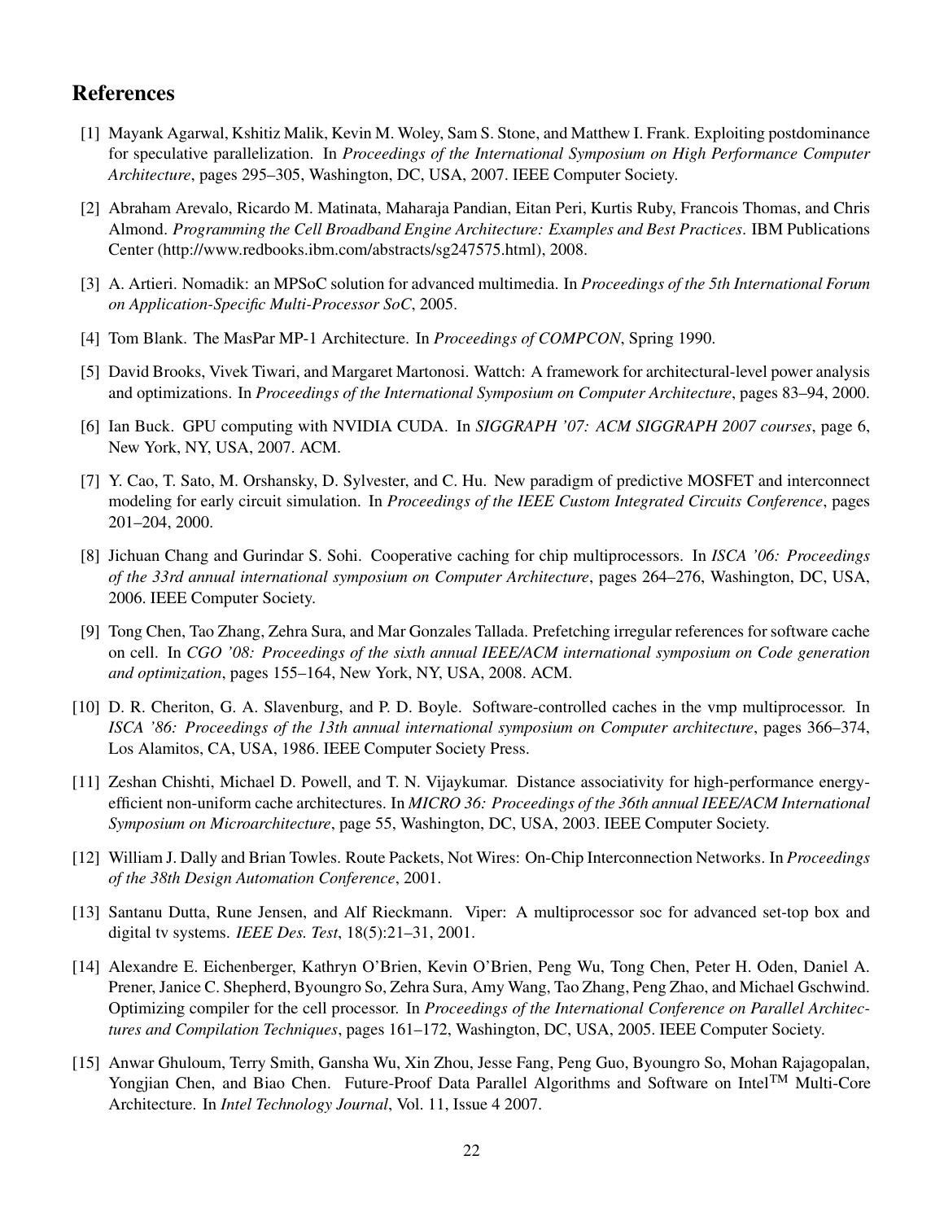## References

[1] Mayank Agarwal, Kshitiz Malik, Kevin M. Woley, Sam S. Stone, and Matthew I. Frank. Exploiting postdominance for speculative parallelization. In *Proceedings of the International Symposium on High Performance Computer Architecture*, pages 295–305, Washington, DC, USA, 2007. IEEE Computer Society.

[2] Abraham Arevalo, Ricardo M. Matinata, Maharaja Pandian, Eitan Peri, Kurtis Ruby, Francois Thomas, and Chris Almond. *Programming the Cell Broadband Engine Architecture: Examples and Best Practices*. IBM Publications Center (http://www.redbooks.ibm.com/abstracts/sg247575.html), 2008.

[3] A. Artieri. Nomadik: an MPSoC solution for advanced multimedia. In *Proceedings of the 5th International Forum on Application-Specific Multi-Processor SoC*, 2005.

[4] Tom Blank. The MasPar MP-1 Architecture. In *Proceedings of COMPCON*, Spring 1990.

[5] David Brooks, Vivek Tiwari, and Margaret Martonosi. Wattch: A framework for architectural-level power analysis and optimizations. In *Proceedings of the International Symposium on Computer Architecture*, pages 83–94, 2000.

[6] Ian Buck. GPU computing with NVIDIA CUDA. In *SIGGRAPH '07: ACM SIGGRAPH 2007 courses*, page 6, New York, NY, USA, 2007. ACM.

[7] Y. Cao, T. Sato, M. Orshansky, D. Sylvester, and C. Hu. New paradigm of predictive MOSFET and interconnect modeling for early circuit simulation. In *Proceedings of the IEEE Custom Integrated Circuits Conference*, pages 201–204, 2000.

[8] Jichuan Chang and Gurindar S. Sohi. Cooperative caching for chip multiprocessors. In *ISCA '06: Proceedings of the 33rd annual international symposium on Computer Architecture*, pages 264–276, Washington, DC, USA, 2006. IEEE Computer Society.

[9] Tong Chen, Tao Zhang, Zehra Sura, and Mar Gonzales Tallada. Prefetching irregular references for software cache on cell. In *CGO '08: Proceedings of the sixth annual IEEE/ACM international symposium on Code generation and optimization*, pages 155–164, New York, NY, USA, 2008. ACM.

[10] D. R. Cheriton, G. A. Slavenburg, and P. D. Boyle. Software-controlled caches in the vmp multiprocessor. In *ISCA '86: Proceedings of the 13th annual international symposium on Computer architecture*, pages 366–374, Los Alamitos, CA, USA, 1986. IEEE Computer Society Press.

[11] Zeshan Chishti, Michael D. Powell, and T. N. Vijaykumar. Distance associativity for high-performance energy-efficient non-uniform cache architectures. In *MICRO 36: Proceedings of the 36th annual IEEE/ACM International Symposium on Microarchitecture*, page 55, Washington, DC, USA, 2003. IEEE Computer Society.

[12] William J. Dally and Brian Towles. Route Packets, Not Wires: On-Chip Interconnection Networks. In *Proceedings of the 38th Design Automation Conference*, 2001.

[13] Santanu Dutta, Rune Jensen, and Alf Rieckmann. Viper: A multiprocessor soc for advanced set-top box and digital tv systems. *IEEE Des. Test*, 18(5):21–31, 2001.

[14] Alexandre E. Eichenberger, Kathryn O'Brien, Kevin O'Brien, Peng Wu, Tong Chen, Peter H. Oden, Daniel A. Prener, Janice C. Shepherd, Byoungro So, Zehra Sura, Amy Wang, Tao Zhang, Peng Zhao, and Michael Gschwind. Optimizing compiler for the cell processor. In *Proceedings of the International Conference on Parallel Architectures and Compilation Techniques*, pages 161–172, Washington, DC, USA, 2005. IEEE Computer Society.

[15] Anwar Ghuloum, Terry Smith, Gansha Wu, Xin Zhou, Jesse Fang, Peng Guo, Byoungro So, Mohan Rajagopalan, Yongjian Chen, and Biao Chen. Future-Proof Data Parallel Algorithms and Software on Intel™ Multi-Core Architecture. In *Intel Technology Journal*, Vol. 11, Issue 4 2007.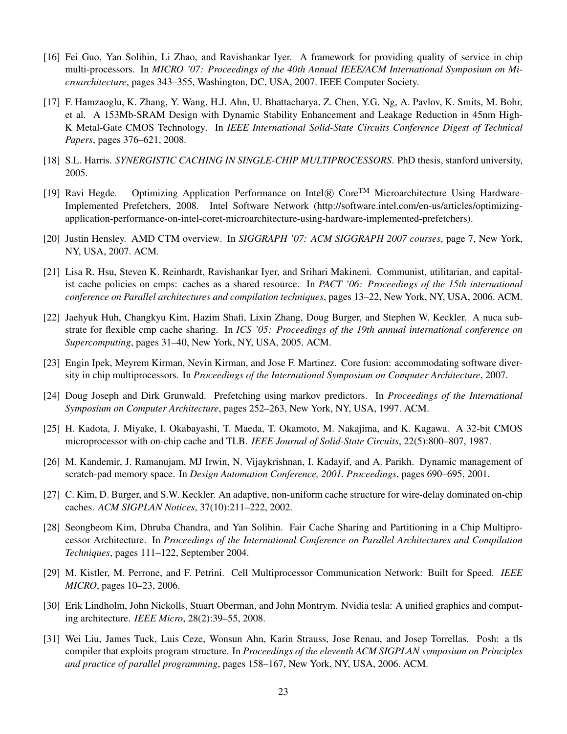[16] Fei Guo, Yan Solihin, Li Zhao, and Ravishankar Iyer. A framework for providing quality of service in chip multi-processors. In *MICRO '07: Proceedings of the 40th Annual IEEE/ACM International Symposium on Microarchitecture*, pages 343–355, Washington, DC, USA, 2007. IEEE Computer Society.

[17] F. Hamzaoglu, K. Zhang, Y. Wang, H.J. Ahn, U. Bhattacharya, Z. Chen, Y.G. Ng, A. Pavlov, K. Smits, M. Bohr, et al. A 153Mb-SRAM Design with Dynamic Stability Enhancement and Leakage Reduction in 45nm High-K Metal-Gate CMOS Technology. In *IEEE International Solid-State Circuits Conference Digest of Technical Papers*, pages 376–621, 2008.

[18] S.L. Harris. *SYNERGISTIC CACHING IN SINGLE-CHIP MULTIPROCESSORS*. PhD thesis, stanford university, 2005.

[19] Ravi Hegde. Optimizing Application Performance on Intel® Core™ Microarchitecture Using Hardware-Implemented Prefetchers, 2008. Intel Software Network (http://software.intel.com/en-us/articles/optimizing-application-performance-on-intel-coret-microarchitecture-using-hardware-implemented-prefetchers).

[20] Justin Hensley. AMD CTM overview. In *SIGGRAPH '07: ACM SIGGRAPH 2007 courses*, page 7, New York, NY, USA, 2007. ACM.

[21] Lisa R. Hsu, Steven K. Reinhardt, Ravishankar Iyer, and Srihari Makineni. Communist, utilitarian, and capitalist cache policies on cmps: caches as a shared resource. In *PACT '06: Proceedings of the 15th international conference on Parallel architectures and compilation techniques*, pages 13–22, New York, NY, USA, 2006. ACM.

[22] Jaehyuk Huh, Changkyu Kim, Hazim Shafi, Lixin Zhang, Doug Burger, and Stephen W. Keckler. A nuca substrate for flexible cmp cache sharing. In *ICS '05: Proceedings of the 19th annual international conference on Supercomputing*, pages 31–40, New York, NY, USA, 2005. ACM.

[23] Engin Ipek, Meyrem Kirman, Nevin Kirman, and Jose F. Martinez. Core fusion: accommodating software diversity in chip multiprocessors. In *Proceedings of the International Symposium on Computer Architecture*, 2007.

[24] Doug Joseph and Dirk Grunwald. Prefetching using markov predictors. In *Proceedings of the International Symposium on Computer Architecture*, pages 252–263, New York, NY, USA, 1997. ACM.

[25] H. Kadota, J. Miyake, I. Okabayashi, T. Maeda, T. Okamoto, M. Nakajima, and K. Kagawa. A 32-bit CMOS microprocessor with on-chip cache and TLB. *IEEE Journal of Solid-State Circuits*, 22(5):800–807, 1987.

[26] M. Kandemir, J. Ramanujam, MJ Irwin, N. Vijaykrishnan, I. Kadayif, and A. Parikh. Dynamic management of scratch-pad memory space. In *Design Automation Conference, 2001. Proceedings*, pages 690–695, 2001.

[27] C. Kim, D. Burger, and S.W. Keckler. An adaptive, non-uniform cache structure for wire-delay dominated on-chip caches. *ACM SIGPLAN Notices*, 37(10):211–222, 2002.

[28] Seongbeom Kim, Dhruba Chandra, and Yan Solihin. Fair Cache Sharing and Partitioning in a Chip Multiprocessor Architecture. In *Proceedings of the International Conference on Parallel Architectures and Compilation Techniques*, pages 111–122, September 2004.

[29] M. Kistler, M. Perrone, and F. Petrini. Cell Multiprocessor Communication Network: Built for Speed. *IEEE MICRO*, pages 10–23, 2006.

[30] Erik Lindholm, John Nickolls, Stuart Oberman, and John Montrym. Nvidia tesla: A unified graphics and computing architecture. *IEEE Micro*, 28(2):39–55, 2008.

[31] Wei Liu, James Tuck, Luis Ceze, Wonsun Ahn, Karin Strauss, Jose Renau, and Josep Torrellas. Posh: a tls compiler that exploits program structure. In *Proceedings of the eleventh ACM SIGPLAN symposium on Principles and practice of parallel programming*, pages 158–167, New York, NY, USA, 2006. ACM.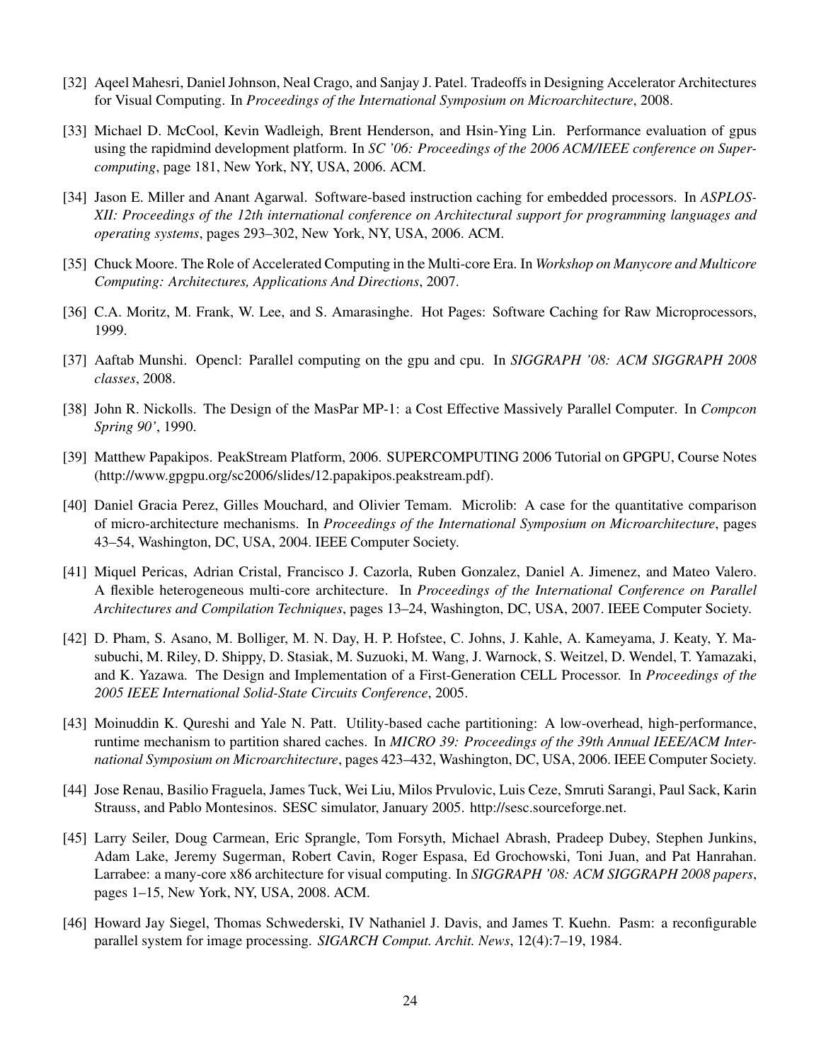[32] Aqeel Mahesri, Daniel Johnson, Neal Crago, and Sanjay J. Patel. Tradeoffs in Designing Accelerator Architectures for Visual Computing. In *Proceedings of the International Symposium on Microarchitecture*, 2008.

[33] Michael D. McCool, Kevin Wadleigh, Brent Henderson, and Hsin-Ying Lin. Performance evaluation of gpus using the rapidmind development platform. In *SC '06: Proceedings of the 2006 ACM/IEEE conference on Supercomputing*, page 181, New York, NY, USA, 2006. ACM.

[34] Jason E. Miller and Anant Agarwal. Software-based instruction caching for embedded processors. In *ASPLOS-XII: Proceedings of the 12th international conference on Architectural support for programming languages and operating systems*, pages 293–302, New York, NY, USA, 2006. ACM.

[35] Chuck Moore. The Role of Accelerated Computing in the Multi-core Era. In *Workshop on Manycore and Multicore Computing: Architectures, Applications And Directions*, 2007.

[36] C.A. Moritz, M. Frank, W. Lee, and S. Amarasinghe. Hot Pages: Software Caching for Raw Microprocessors, 1999.

[37] Aaftab Munshi. Opencl: Parallel computing on the gpu and cpu. In *SIGGRAPH '08: ACM SIGGRAPH 2008 classes*, 2008.

[38] John R. Nickolls. The Design of the MasPar MP-1: a Cost Effective Massively Parallel Computer. In *Compcon Spring 90'*, 1990.

[39] Matthew Papakipos. PeakStream Platform, 2006. SUPERCOMPUTING 2006 Tutorial on GPGPU, Course Notes (http://www.gpgpu.org/sc2006/slides/12.papakipos.peakstream.pdf).

[40] Daniel Gracia Perez, Gilles Mouchard, and Olivier Temam. Microlib: A case for the quantitative comparison of micro-architecture mechanisms. In *Proceedings of the International Symposium on Microarchitecture*, pages 43–54, Washington, DC, USA, 2004. IEEE Computer Society.

[41] Miquel Pericas, Adrian Cristal, Francisco J. Cazorla, Ruben Gonzalez, Daniel A. Jimenez, and Mateo Valero. A flexible heterogeneous multi-core architecture. In *Proceedings of the International Conference on Parallel Architectures and Compilation Techniques*, pages 13–24, Washington, DC, USA, 2007. IEEE Computer Society.

[42] D. Pham, S. Asano, M. Bolliger, M. N. Day, H. P. Hofstee, C. Johns, J. Kahle, A. Kameyama, J. Keaty, Y. Masubuchi, M. Riley, D. Shippy, D. Stasiak, M. Suzuoki, M. Wang, J. Warnock, S. Weitzel, D. Wendel, T. Yamazaki, and K. Yazawa. The Design and Implementation of a First-Generation CELL Processor. In *Proceedings of the 2005 IEEE International Solid-State Circuits Conference*, 2005.

[43] Moinuddin K. Qureshi and Yale N. Patt. Utility-based cache partitioning: A low-overhead, high-performance, runtime mechanism to partition shared caches. In *MICRO 39: Proceedings of the 39th Annual IEEE/ACM International Symposium on Microarchitecture*, pages 423–432, Washington, DC, USA, 2006. IEEE Computer Society.

[44] Jose Renau, Basilio Fraguela, James Tuck, Wei Liu, Milos Prvulovic, Luis Ceze, Smruti Sarangi, Paul Sack, Karin Strauss, and Pablo Montesinos. SESC simulator, January 2005. http://sesc.sourceforge.net.

[45] Larry Seiler, Doug Carmean, Eric Sprangle, Tom Forsyth, Michael Abrash, Pradeep Dubey, Stephen Junkins, Adam Lake, Jeremy Sugerman, Robert Cavin, Roger Espasa, Ed Grochowski, Toni Juan, and Pat Hanrahan. Larrabee: a many-core x86 architecture for visual computing. In *SIGGRAPH '08: ACM SIGGRAPH 2008 papers*, pages 1–15, New York, NY, USA, 2008. ACM.

[46] Howard Jay Siegel, Thomas Schwederski, IV Nathaniel J. Davis, and James T. Kuehn. Pasm: a reconfigurable parallel system for image processing. *SIGARCH Comput. Archit. News*, 12(4):7–19, 1984.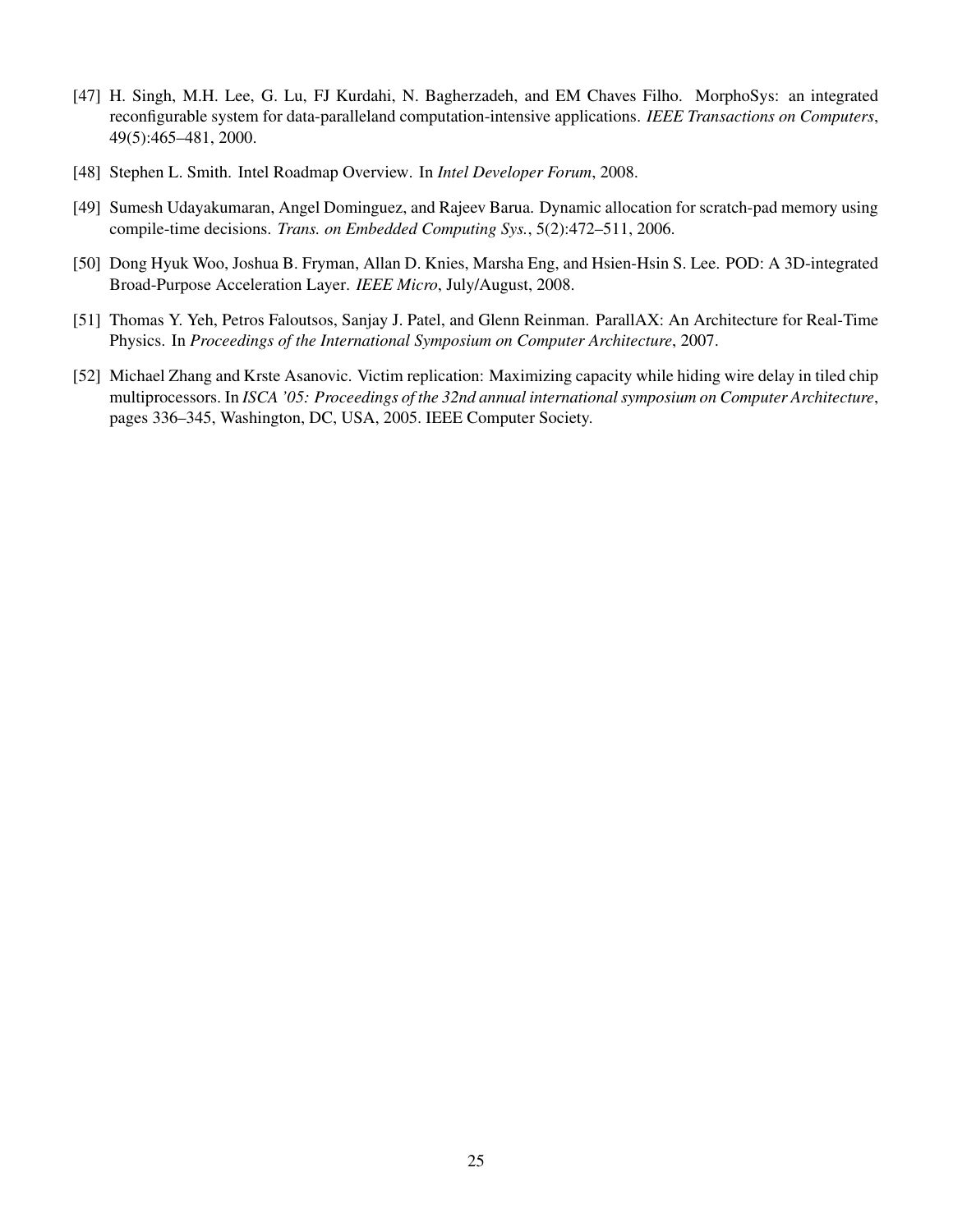[47] H. Singh, M.H. Lee, G. Lu, FJ Kurdahi, N. Bagherzadeh, and EM Chaves Filho. MorphoSys: an integrated reconfigurable system for data-paralleland computation-intensive applications. *IEEE Transactions on Computers*, 49(5):465–481, 2000.

[48] Stephen L. Smith. Intel Roadmap Overview. In *Intel Developer Forum*, 2008.

[49] Sumesh Udayakumaran, Angel Dominguez, and Rajeev Barua. Dynamic allocation for scratch-pad memory using compile-time decisions. *Trans. on Embedded Computing Sys.*, 5(2):472–511, 2006.

[50] Dong Hyuk Woo, Joshua B. Fryman, Allan D. Knies, Marsha Eng, and Hsien-Hsin S. Lee. POD: A 3D-integrated Broad-Purpose Acceleration Layer. *IEEE Micro*, July/August, 2008.

[51] Thomas Y. Yeh, Petros Faloutsos, Sanjay J. Patel, and Glenn Reinman. ParallAX: An Architecture for Real-Time Physics. In *Proceedings of the International Symposium on Computer Architecture*, 2007.

[52] Michael Zhang and Krste Asanovic. Victim replication: Maximizing capacity while hiding wire delay in tiled chip multiprocessors. In *ISCA '05: Proceedings of the 32nd annual international symposium on Computer Architecture*, pages 336–345, Washington, DC, USA, 2005. IEEE Computer Society.